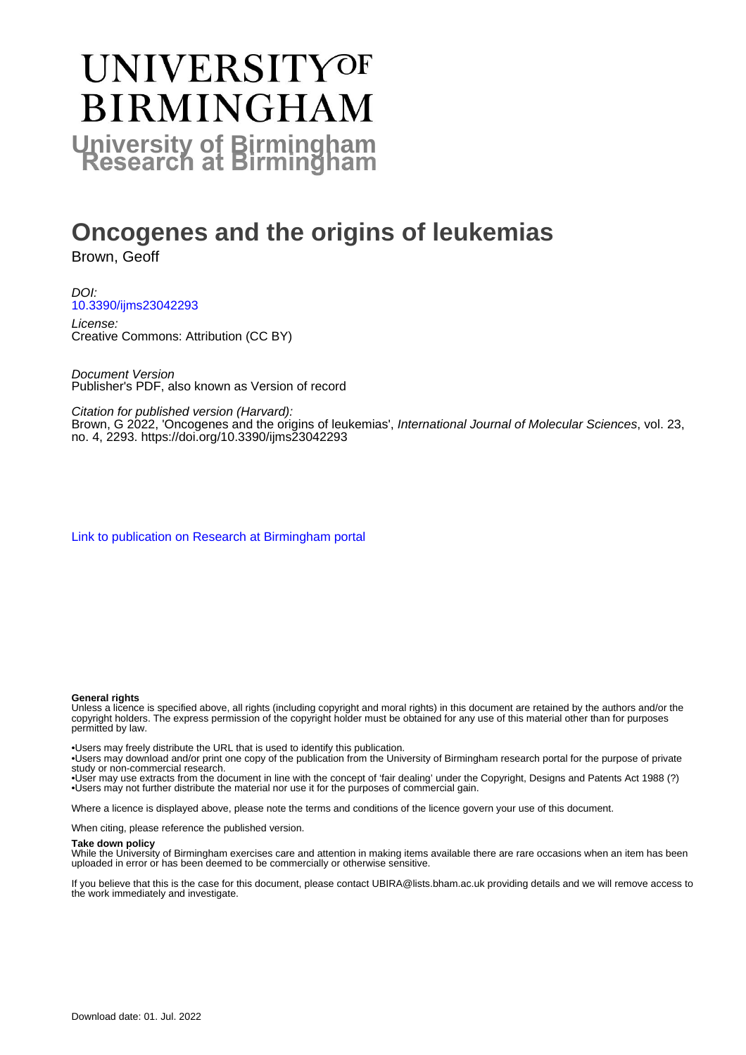# UNIVERSITY OF BIRMINGHAM

## University of Birmingham Research at Birmingham

# Oncogenes and the origins of leukemias

Brown, Geoff

*DOI:*
10.3390/ijms23042293

*License:*
Creative Commons: Attribution (CC BY)

*Document Version*
Publisher's PDF, also known as Version of record

*Citation for published version (Harvard):*
Brown, G 2022, 'Oncogenes and the origins of leukemias', *International Journal of Molecular Sciences*, vol. 23, no. 4, 2293. https://doi.org/10.3390/ijms23042293

Link to publication on Research at Birmingham portal

**General rights**
Unless a licence is specified above, all rights (including copyright and moral rights) in this document are retained by the authors and/or the copyright holders. The express permission of the copyright holder must be obtained for any use of this material other than for purposes permitted by law.

•Users may freely distribute the URL that is used to identify this publication.
•Users may download and/or print one copy of the publication from the University of Birmingham research portal for the purpose of private study or non-commercial research.
•User may use extracts from the document in line with the concept of 'fair dealing' under the Copyright, Designs and Patents Act 1988 (?)
•Users may not further distribute the material nor use it for the purposes of commercial gain.

Where a licence is displayed above, please note the terms and conditions of the licence govern your use of this document.

When citing, please reference the published version.

**Take down policy**
While the University of Birmingham exercises care and attention in making items available there are rare occasions when an item has been uploaded in error or has been deemed to be commercially or otherwise sensitive.

If you believe that this is the case for this document, please contact UBIRA@lists.bham.ac.uk providing details and we will remove access to the work immediately and investigate.

Download date: 01. Jul. 2022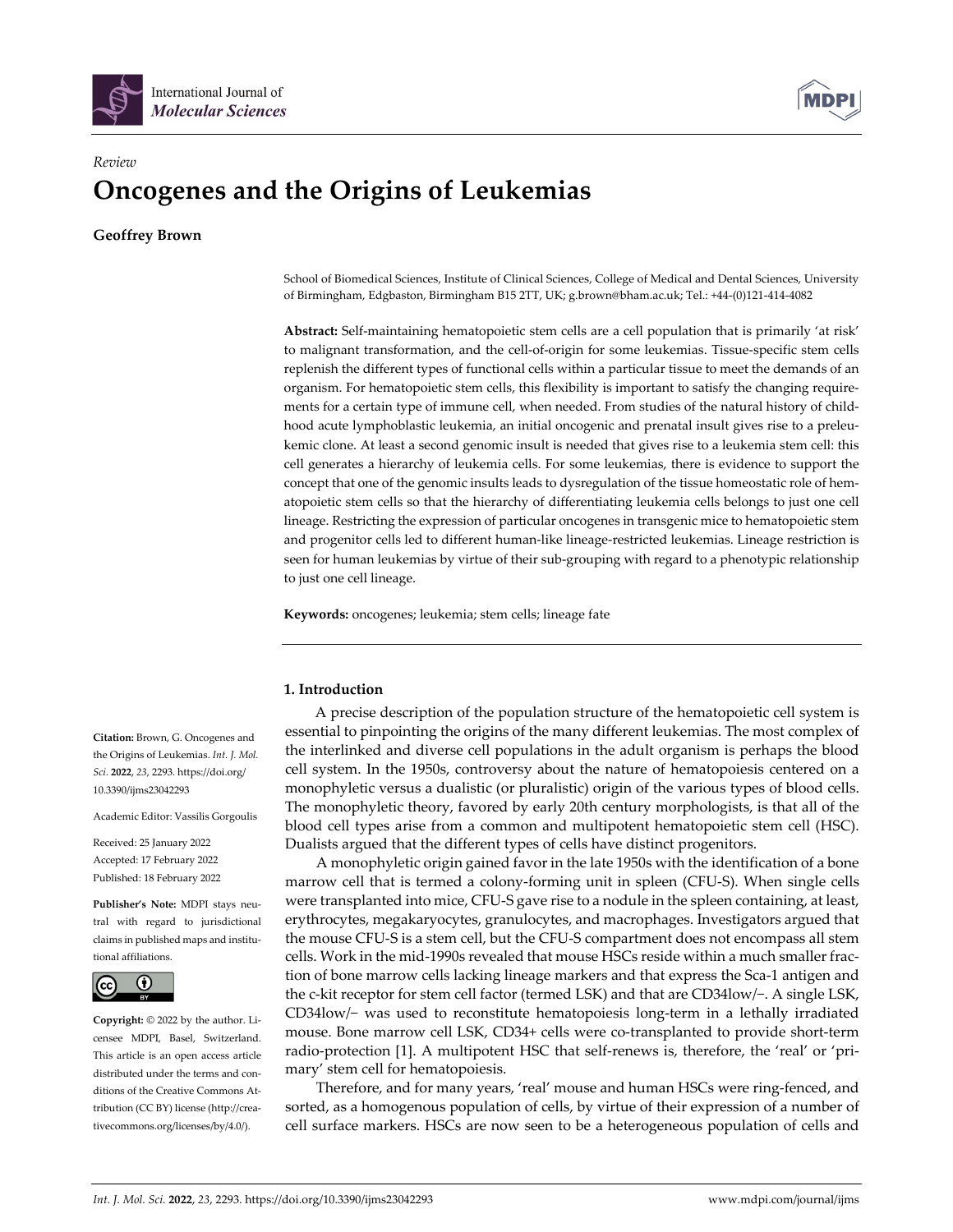International Journal of *Molecular Sciences*

*Review*

# Oncogenes and the Origins of Leukemias

**Geoffrey Brown**

School of Biomedical Sciences, Institute of Clinical Sciences, College of Medical and Dental Sciences, University of Birmingham, Edgbaston, Birmingham B15 2TT, UK; g.brown@bham.ac.uk; Tel.: +44-(0)121-414-4082

**Abstract:** Self-maintaining hematopoietic stem cells are a cell population that is primarily 'at risk' to malignant transformation, and the cell-of-origin for some leukemias. Tissue-specific stem cells replenish the different types of functional cells within a particular tissue to meet the demands of an organism. For hematopoietic stem cells, this flexibility is important to satisfy the changing requirements for a certain type of immune cell, when needed. From studies of the natural history of childhood acute lymphoblastic leukemia, an initial oncogenic and prenatal insult gives rise to a preleukemic clone. At least a second genomic insult is needed that gives rise to a leukemia stem cell: this cell generates a hierarchy of leukemia cells. For some leukemias, there is evidence to support the concept that one of the genomic insults leads to dysregulation of the tissue homeostatic role of hematopoietic stem cells so that the hierarchy of differentiating leukemia cells belongs to just one cell lineage. Restricting the expression of particular oncogenes in transgenic mice to hematopoietic stem and progenitor cells led to different human-like lineage-restricted leukemias. Lineage restriction is seen for human leukemias by virtue of their sub-grouping with regard to a phenotypic relationship to just one cell lineage.

**Keywords:** oncogenes; leukemia; stem cells; lineage fate

**Citation:** Brown, G. Oncogenes and the Origins of Leukemias. *Int. J. Mol. Sci.* **2022**, *23*, 2293. https://doi.org/10.3390/ijms23042293

Academic Editor: Vassilis Gorgoulis

Received: 25 January 2022
Accepted: 17 February 2022
Published: 18 February 2022

**Publisher's Note:** MDPI stays neutral with regard to jurisdictional claims in published maps and institutional affiliations.

**Copyright:** © 2022 by the author. Licensee MDPI, Basel, Switzerland. This article is an open access article distributed under the terms and conditions of the Creative Commons Attribution (CC BY) license (http://creativecommons.org/licenses/by/4.0/).

## 1. Introduction

A precise description of the population structure of the hematopoietic cell system is essential to pinpointing the origins of the many different leukemias. The most complex of the interlinked and diverse cell populations in the adult organism is perhaps the blood cell system. In the 1950s, controversy about the nature of hematopoiesis centered on a monophyletic versus a dualistic (or pluralistic) origin of the various types of blood cells. The monophyletic theory, favored by early 20th century morphologists, is that all of the blood cell types arise from a common and multipotent hematopoietic stem cell (HSC). Dualists argued that the different types of cells have distinct progenitors.

A monophyletic origin gained favor in the late 1950s with the identification of a bone marrow cell that is termed a colony-forming unit in spleen (CFU-S). When single cells were transplanted into mice, CFU-S gave rise to a nodule in the spleen containing, at least, erythrocytes, megakaryocytes, granulocytes, and macrophages. Investigators argued that the mouse CFU-S is a stem cell, but the CFU-S compartment does not encompass all stem cells. Work in the mid-1990s revealed that mouse HSCs reside within a much smaller fraction of bone marrow cells lacking lineage markers and that express the Sca-1 antigen and the c-kit receptor for stem cell factor (termed LSK) and that are CD34low/−. A single LSK, CD34low/− was used to reconstitute hematopoiesis long-term in a lethally irradiated mouse. Bone marrow cell LSK, CD34+ cells were co-transplanted to provide short-term radio-protection [1]. A multipotent HSC that self-renews is, therefore, the 'real' or 'primary' stem cell for hematopoiesis.

Therefore, and for many years, 'real' mouse and human HSCs were ring-fenced, and sorted, as a homogenous population of cells, by virtue of their expression of a number of cell surface markers. HSCs are now seen to be a heterogeneous population of cells and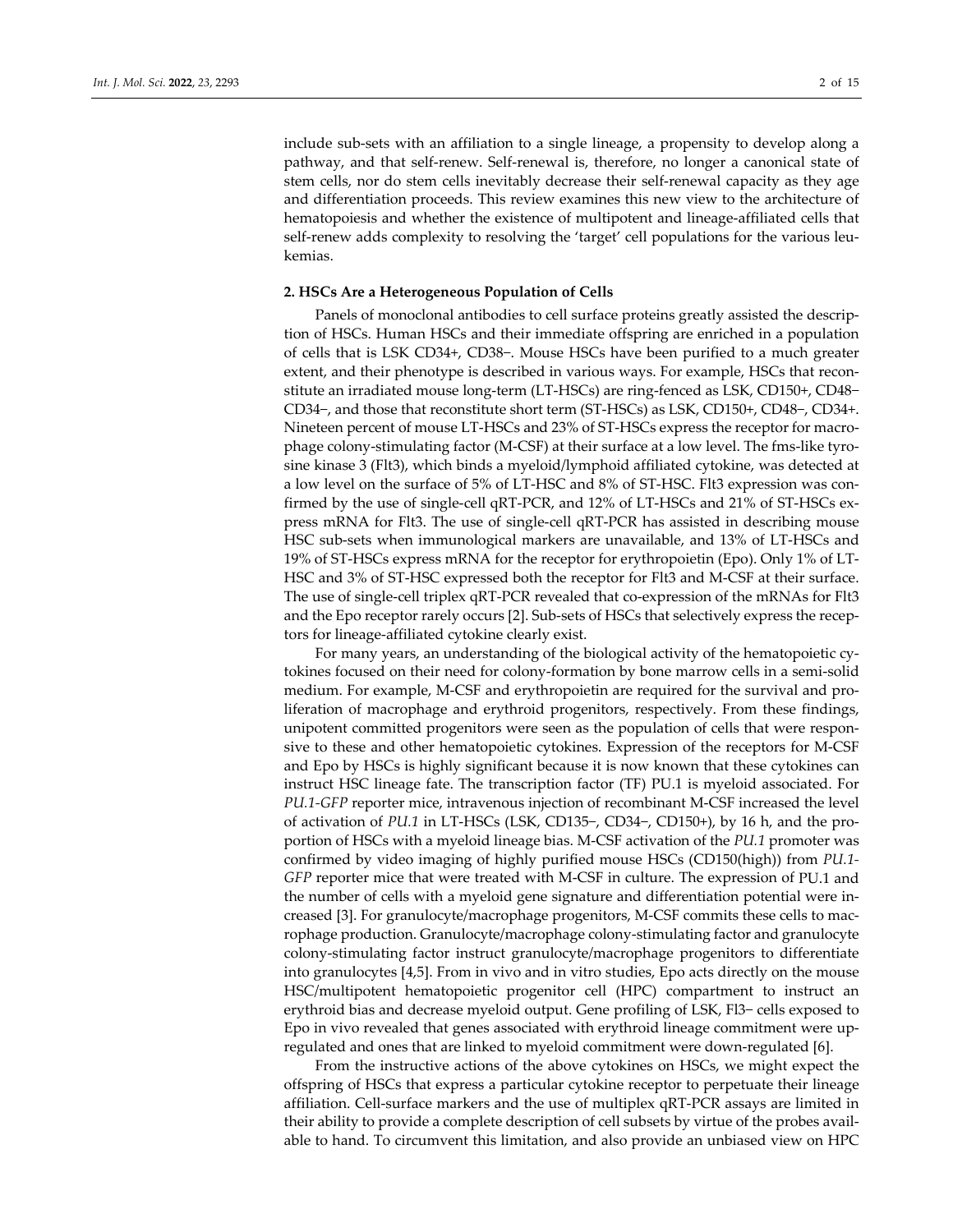include sub-sets with an affiliation to a single lineage, a propensity to develop along a pathway, and that self-renew. Self-renewal is, therefore, no longer a canonical state of stem cells, nor do stem cells inevitably decrease their self-renewal capacity as they age and differentiation proceeds. This review examines this new view to the architecture of hematopoiesis and whether the existence of multipotent and lineage-affiliated cells that self-renew adds complexity to resolving the 'target' cell populations for the various leukemias.

## 2. HSCs Are a Heterogeneous Population of Cells

Panels of monoclonal antibodies to cell surface proteins greatly assisted the description of HSCs. Human HSCs and their immediate offspring are enriched in a population of cells that is LSK CD34+, CD38−. Mouse HSCs have been purified to a much greater extent, and their phenotype is described in various ways. For example, HSCs that reconstitute an irradiated mouse long-term (LT-HSCs) are ring-fenced as LSK, CD150+, CD48− CD34−, and those that reconstitute short term (ST-HSCs) as LSK, CD150+, CD48−, CD34+. Nineteen percent of mouse LT-HSCs and 23% of ST-HSCs express the receptor for macrophage colony-stimulating factor (M-CSF) at their surface at a low level. The fms-like tyrosine kinase 3 (Flt3), which binds a myeloid/lymphoid affiliated cytokine, was detected at a low level on the surface of 5% of LT-HSC and 8% of ST-HSC. Flt3 expression was confirmed by the use of single-cell qRT-PCR, and 12% of LT-HSCs and 21% of ST-HSCs express mRNA for Flt3. The use of single-cell qRT-PCR has assisted in describing mouse HSC sub-sets when immunological markers are unavailable, and 13% of LT-HSCs and 19% of ST-HSCs express mRNA for the receptor for erythropoietin (Epo). Only 1% of LT-HSC and 3% of ST-HSC expressed both the receptor for Flt3 and M-CSF at their surface. The use of single-cell triplex qRT-PCR revealed that co-expression of the mRNAs for Flt3 and the Epo receptor rarely occurs [2]. Sub-sets of HSCs that selectively express the receptors for lineage-affiliated cytokine clearly exist.

For many years, an understanding of the biological activity of the hematopoietic cytokines focused on their need for colony-formation by bone marrow cells in a semi-solid medium. For example, M-CSF and erythropoietin are required for the survival and proliferation of macrophage and erythroid progenitors, respectively. From these findings, unipotent committed progenitors were seen as the population of cells that were responsive to these and other hematopoietic cytokines. Expression of the receptors for M-CSF and Epo by HSCs is highly significant because it is now known that these cytokines can instruct HSC lineage fate. The transcription factor (TF) PU.1 is myeloid associated. For *PU.1-GFP* reporter mice, intravenous injection of recombinant M-CSF increased the level of activation of *PU.1* in LT-HSCs (LSK, CD135−, CD34−, CD150+), by 16 h, and the proportion of HSCs with a myeloid lineage bias. M-CSF activation of the *PU.1* promoter was confirmed by video imaging of highly purified mouse HSCs (CD150(high)) from *PU.1-GFP* reporter mice that were treated with M-CSF in culture. The expression of PU.1 and the number of cells with a myeloid gene signature and differentiation potential were increased [3]. For granulocyte/macrophage progenitors, M-CSF commits these cells to macrophage production. Granulocyte/macrophage colony-stimulating factor and granulocyte colony-stimulating factor instruct granulocyte/macrophage progenitors to differentiate into granulocytes [4,5]. From in vivo and in vitro studies, Epo acts directly on the mouse HSC/multipotent hematopoietic progenitor cell (HPC) compartment to instruct an erythroid bias and decrease myeloid output. Gene profiling of LSK, Fl3− cells exposed to Epo in vivo revealed that genes associated with erythroid lineage commitment were up-regulated and ones that are linked to myeloid commitment were down-regulated [6].

From the instructive actions of the above cytokines on HSCs, we might expect the offspring of HSCs that express a particular cytokine receptor to perpetuate their lineage affiliation. Cell-surface markers and the use of multiplex qRT-PCR assays are limited in their ability to provide a complete description of cell subsets by virtue of the probes available to hand. To circumvent this limitation, and also provide an unbiased view on HPC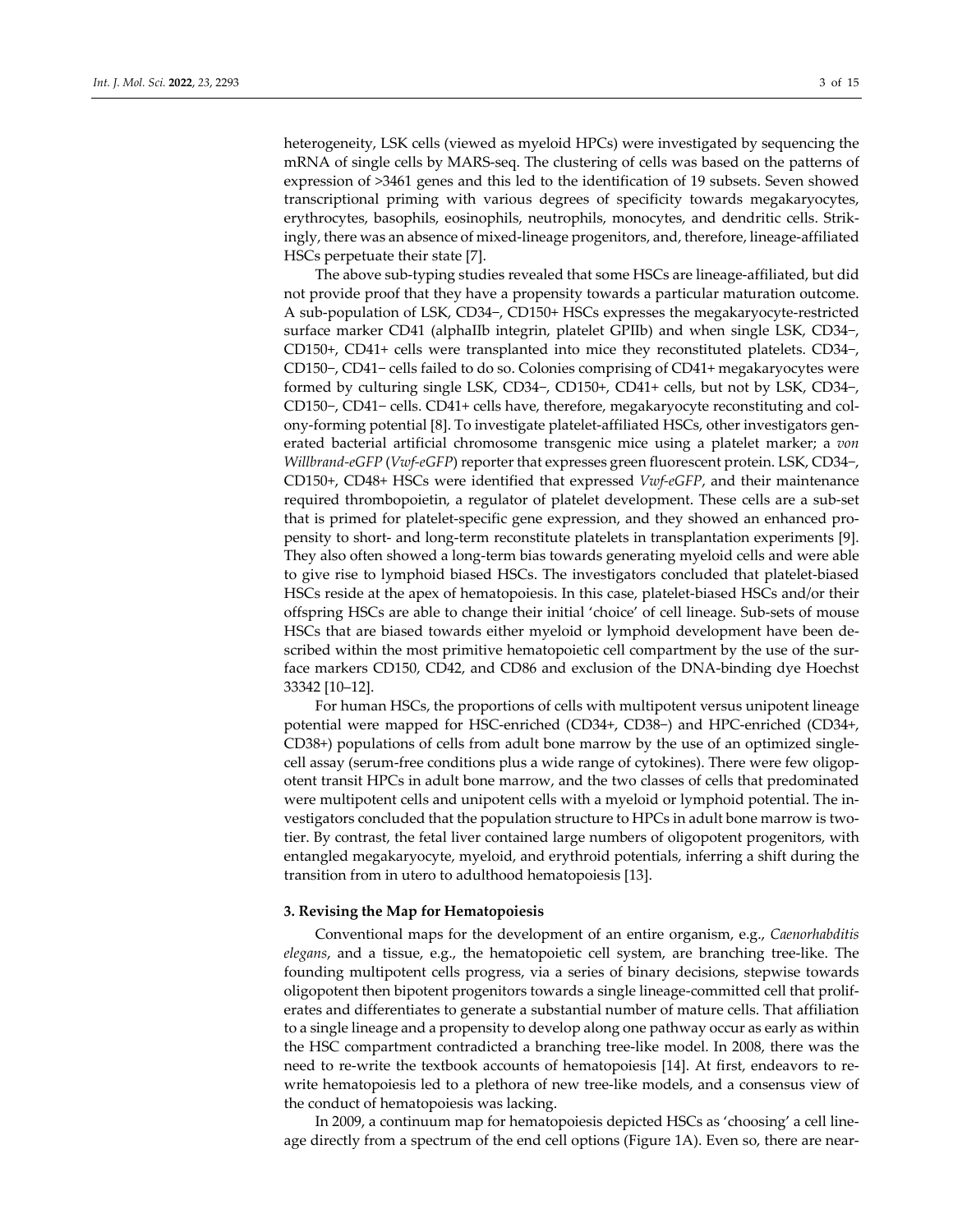heterogeneity, LSK cells (viewed as myeloid HPCs) were investigated by sequencing the mRNA of single cells by MARS-seq. The clustering of cells was based on the patterns of expression of >3461 genes and this led to the identification of 19 subsets. Seven showed transcriptional priming with various degrees of specificity towards megakaryocytes, erythrocytes, basophils, eosinophils, neutrophils, monocytes, and dendritic cells. Strikingly, there was an absence of mixed-lineage progenitors, and, therefore, lineage-affiliated HSCs perpetuate their state [7].

The above sub-typing studies revealed that some HSCs are lineage-affiliated, but did not provide proof that they have a propensity towards a particular maturation outcome. A sub-population of LSK, CD34−, CD150+ HSCs expresses the megakaryocyte-restricted surface marker CD41 (alphaIIb integrin, platelet GPIIb) and when single LSK, CD34−, CD150+, CD41+ cells were transplanted into mice they reconstituted platelets. CD34−, CD150−, CD41− cells failed to do so. Colonies comprising of CD41+ megakaryocytes were formed by culturing single LSK, CD34−, CD150+, CD41+ cells, but not by LSK, CD34−, CD150−, CD41− cells. CD41+ cells have, therefore, megakaryocyte reconstituting and colony-forming potential [8]. To investigate platelet-affiliated HSCs, other investigators generated bacterial artificial chromosome transgenic mice using a platelet marker; a *von Willbrand-eGFP* (*Vwf-eGFP*) reporter that expresses green fluorescent protein. LSK, CD34−, CD150+, CD48+ HSCs were identified that expressed *Vwf-eGFP*, and their maintenance required thrombopoietin, a regulator of platelet development. These cells are a sub-set that is primed for platelet-specific gene expression, and they showed an enhanced propensity to short- and long-term reconstitute platelets in transplantation experiments [9]. They also often showed a long-term bias towards generating myeloid cells and were able to give rise to lymphoid biased HSCs. The investigators concluded that platelet-biased HSCs reside at the apex of hematopoiesis. In this case, platelet-biased HSCs and/or their offspring HSCs are able to change their initial 'choice' of cell lineage. Sub-sets of mouse HSCs that are biased towards either myeloid or lymphoid development have been described within the most primitive hematopoietic cell compartment by the use of the surface markers CD150, CD42, and CD86 and exclusion of the DNA-binding dye Hoechst 33342 [10–12].

For human HSCs, the proportions of cells with multipotent versus unipotent lineage potential were mapped for HSC-enriched (CD34+, CD38−) and HPC-enriched (CD34+, CD38+) populations of cells from adult bone marrow by the use of an optimized single-cell assay (serum-free conditions plus a wide range of cytokines). There were few oligopotent transit HPCs in adult bone marrow, and the two classes of cells that predominated were multipotent cells and unipotent cells with a myeloid or lymphoid potential. The investigators concluded that the population structure to HPCs in adult bone marrow is two-tier. By contrast, the fetal liver contained large numbers of oligopotent progenitors, with entangled megakaryocyte, myeloid, and erythroid potentials, inferring a shift during the transition from in utero to adulthood hematopoiesis [13].

### 3. Revising the Map for Hematopoiesis

Conventional maps for the development of an entire organism, e.g., *Caenorhabditis elegans*, and a tissue, e.g., the hematopoietic cell system, are branching tree-like. The founding multipotent cells progress, via a series of binary decisions, stepwise towards oligopotent then bipotent progenitors towards a single lineage-committed cell that proliferates and differentiates to generate a substantial number of mature cells. That affiliation to a single lineage and a propensity to develop along one pathway occur as early as within the HSC compartment contradicted a branching tree-like model. In 2008, there was the need to re-write the textbook accounts of hematopoiesis [14]. At first, endeavors to re-write hematopoiesis led to a plethora of new tree-like models, and a consensus view of the conduct of hematopoiesis was lacking.

In 2009, a continuum map for hematopoiesis depicted HSCs as 'choosing' a cell lineage directly from a spectrum of the end cell options (Figure 1A). Even so, there are near-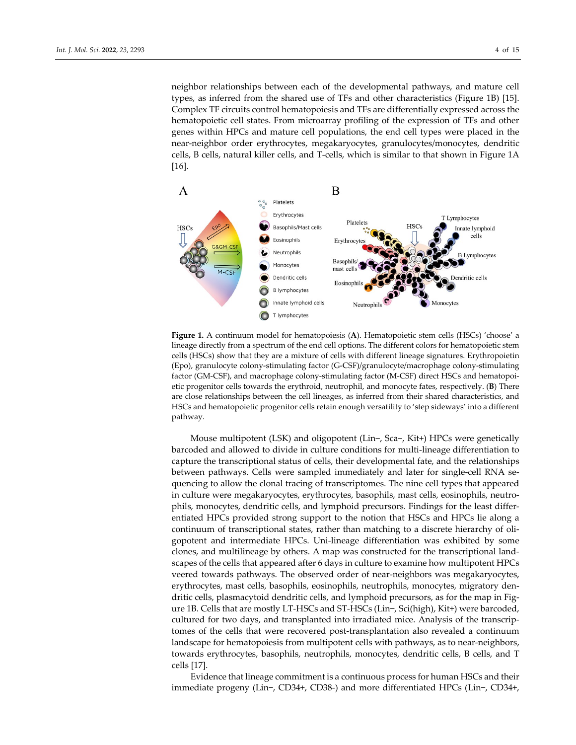neighbor relationships between each of the developmental pathways, and mature cell types, as inferred from the shared use of TFs and other characteristics (Figure 1B) [15]. Complex TF circuits control hematopoiesis and TFs are differentially expressed across the hematopoietic cell states. From microarray profiling of the expression of TFs and other genes within HPCs and mature cell populations, the end cell types were placed in the near-neighbor order erythrocytes, megakaryocytes, granulocytes/monocytes, dendritic cells, B cells, natural killer cells, and T-cells, which is similar to that shown in Figure 1A [16].

**Figure 1.** A continuum model for hematopoiesis (**A**). Hematopoietic stem cells (HSCs) 'choose' a lineage directly from a spectrum of the end cell options. The different colors for hematopoietic stem cells (HSCs) show that they are a mixture of cells with different lineage signatures. Erythropoietin (Epo), granulocyte colony-stimulating factor (G-CSF)/granulocyte/macrophage colony-stimulating factor (GM-CSF), and macrophage colony-stimulating factor (M-CSF) direct HSCs and hematopoietic progenitor cells towards the erythroid, neutrophil, and monocyte fates, respectively. (**B**) There are close relationships between the cell lineages, as inferred from their shared characteristics, and HSCs and hematopoietic progenitor cells retain enough versatility to 'step sideways' into a different pathway.

Mouse multipotent (LSK) and oligopotent (Lin−, Sca−, Kit+) HPCs were genetically barcoded and allowed to divide in culture conditions for multi-lineage differentiation to capture the transcriptional status of cells, their developmental fate, and the relationships between pathways. Cells were sampled immediately and later for single-cell RNA sequencing to allow the clonal tracing of transcriptomes. The nine cell types that appeared in culture were megakaryocytes, erythrocytes, basophils, mast cells, eosinophils, neutrophils, monocytes, dendritic cells, and lymphoid precursors. Findings for the least differentiated HPCs provided strong support to the notion that HSCs and HPCs lie along a continuum of transcriptional states, rather than matching to a discrete hierarchy of oligopotent and intermediate HPCs. Uni-lineage differentiation was exhibited by some clones, and multilineage by others. A map was constructed for the transcriptional landscapes of the cells that appeared after 6 days in culture to examine how multipotent HPCs veered towards pathways. The observed order of near-neighbors was megakaryocytes, erythrocytes, mast cells, basophils, eosinophils, neutrophils, monocytes, migratory dendritic cells, plasmacytoid dendritic cells, and lymphoid precursors, as for the map in Figure 1B. Cells that are mostly LT-HSCs and ST-HSCs (Lin−, Sci(high), Kit+) were barcoded, cultured for two days, and transplanted into irradiated mice. Analysis of the transcriptomes of the cells that were recovered post-transplantation also revealed a continuum landscape for hematopoiesis from multipotent cells with pathways, as to near-neighbors, towards erythrocytes, basophils, neutrophils, monocytes, dendritic cells, B cells, and T cells [17].

Evidence that lineage commitment is a continuous process for human HSCs and their immediate progeny (Lin−, CD34+, CD38-) and more differentiated HPCs (Lin−, CD34+,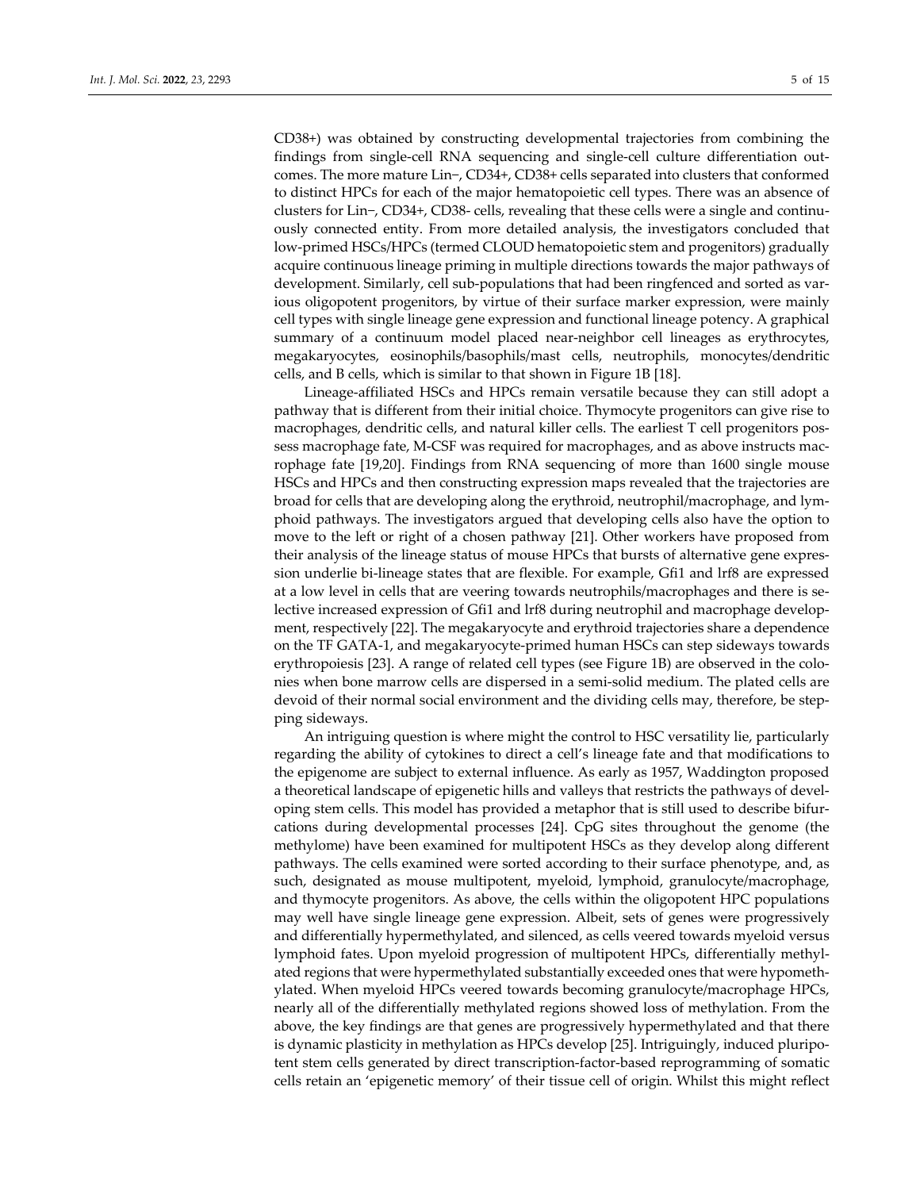CD38+) was obtained by constructing developmental trajectories from combining the findings from single-cell RNA sequencing and single-cell culture differentiation outcomes. The more mature Lin−, CD34+, CD38+ cells separated into clusters that conformed to distinct HPCs for each of the major hematopoietic cell types. There was an absence of clusters for Lin−, CD34+, CD38- cells, revealing that these cells were a single and continuously connected entity. From more detailed analysis, the investigators concluded that low-primed HSCs/HPCs (termed CLOUD hematopoietic stem and progenitors) gradually acquire continuous lineage priming in multiple directions towards the major pathways of development. Similarly, cell sub-populations that had been ringfenced and sorted as various oligopotent progenitors, by virtue of their surface marker expression, were mainly cell types with single lineage gene expression and functional lineage potency. A graphical summary of a continuum model placed near-neighbor cell lineages as erythrocytes, megakaryocytes, eosinophils/basophils/mast cells, neutrophils, monocytes/dendritic cells, and B cells, which is similar to that shown in Figure 1B [18].

Lineage-affiliated HSCs and HPCs remain versatile because they can still adopt a pathway that is different from their initial choice. Thymocyte progenitors can give rise to macrophages, dendritic cells, and natural killer cells. The earliest T cell progenitors possess macrophage fate, M-CSF was required for macrophages, and as above instructs macrophage fate [19,20]. Findings from RNA sequencing of more than 1600 single mouse HSCs and HPCs and then constructing expression maps revealed that the trajectories are broad for cells that are developing along the erythroid, neutrophil/macrophage, and lymphoid pathways. The investigators argued that developing cells also have the option to move to the left or right of a chosen pathway [21]. Other workers have proposed from their analysis of the lineage status of mouse HPCs that bursts of alternative gene expression underlie bi-lineage states that are flexible. For example, Gfi1 and lrf8 are expressed at a low level in cells that are veering towards neutrophils/macrophages and there is selective increased expression of Gfi1 and lrf8 during neutrophil and macrophage development, respectively [22]. The megakaryocyte and erythroid trajectories share a dependence on the TF GATA-1, and megakaryocyte-primed human HSCs can step sideways towards erythropoiesis [23]. A range of related cell types (see Figure 1B) are observed in the colonies when bone marrow cells are dispersed in a semi-solid medium. The plated cells are devoid of their normal social environment and the dividing cells may, therefore, be stepping sideways.

An intriguing question is where might the control to HSC versatility lie, particularly regarding the ability of cytokines to direct a cell's lineage fate and that modifications to the epigenome are subject to external influence. As early as 1957, Waddington proposed a theoretical landscape of epigenetic hills and valleys that restricts the pathways of developing stem cells. This model has provided a metaphor that is still used to describe bifurcations during developmental processes [24]. CpG sites throughout the genome (the methylome) have been examined for multipotent HSCs as they develop along different pathways. The cells examined were sorted according to their surface phenotype, and, as such, designated as mouse multipotent, myeloid, lymphoid, granulocyte/macrophage, and thymocyte progenitors. As above, the cells within the oligopotent HPC populations may well have single lineage gene expression. Albeit, sets of genes were progressively and differentially hypermethylated, and silenced, as cells veered towards myeloid versus lymphoid fates. Upon myeloid progression of multipotent HPCs, differentially methylated regions that were hypermethylated substantially exceeded ones that were hypomethylated. When myeloid HPCs veered towards becoming granulocyte/macrophage HPCs, nearly all of the differentially methylated regions showed loss of methylation. From the above, the key findings are that genes are progressively hypermethylated and that there is dynamic plasticity in methylation as HPCs develop [25]. Intriguingly, induced pluripotent stem cells generated by direct transcription-factor-based reprogramming of somatic cells retain an 'epigenetic memory' of their tissue cell of origin. Whilst this might reflect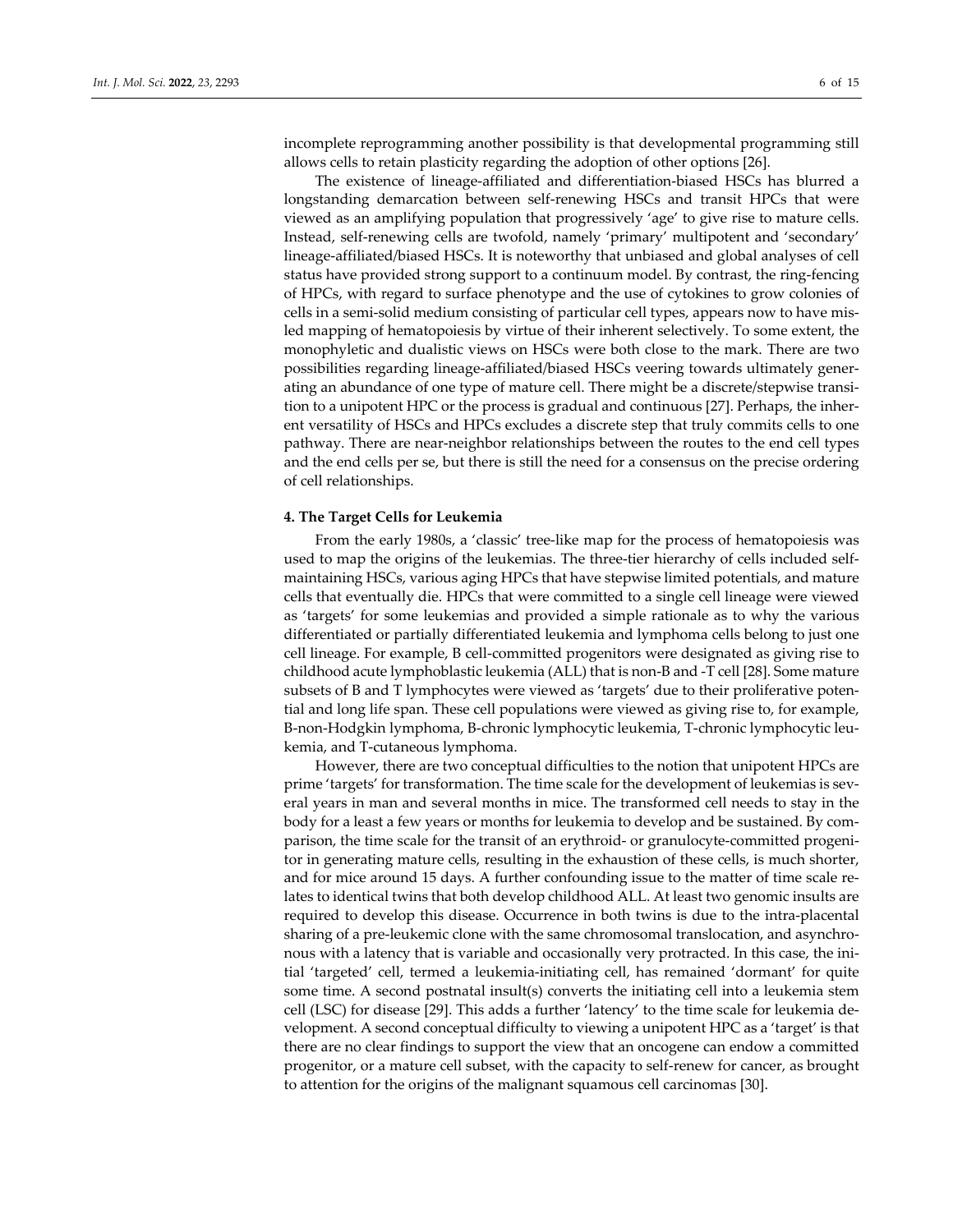incomplete reprogramming another possibility is that developmental programming still allows cells to retain plasticity regarding the adoption of other options [26].

The existence of lineage-affiliated and differentiation-biased HSCs has blurred a longstanding demarcation between self-renewing HSCs and transit HPCs that were viewed as an amplifying population that progressively 'age' to give rise to mature cells. Instead, self-renewing cells are twofold, namely 'primary' multipotent and 'secondary' lineage-affiliated/biased HSCs. It is noteworthy that unbiased and global analyses of cell status have provided strong support to a continuum model. By contrast, the ring-fencing of HPCs, with regard to surface phenotype and the use of cytokines to grow colonies of cells in a semi-solid medium consisting of particular cell types, appears now to have misled mapping of hematopoiesis by virtue of their inherent selectively. To some extent, the monophyletic and dualistic views on HSCs were both close to the mark. There are two possibilities regarding lineage-affiliated/biased HSCs veering towards ultimately generating an abundance of one type of mature cell. There might be a discrete/stepwise transition to a unipotent HPC or the process is gradual and continuous [27]. Perhaps, the inherent versatility of HSCs and HPCs excludes a discrete step that truly commits cells to one pathway. There are near-neighbor relationships between the routes to the end cell types and the end cells per se, but there is still the need for a consensus on the precise ordering of cell relationships.

## 4. The Target Cells for Leukemia

From the early 1980s, a 'classic' tree-like map for the process of hematopoiesis was used to map the origins of the leukemias. The three-tier hierarchy of cells included self-maintaining HSCs, various aging HPCs that have stepwise limited potentials, and mature cells that eventually die. HPCs that were committed to a single cell lineage were viewed as 'targets' for some leukemias and provided a simple rationale as to why the various differentiated or partially differentiated leukemia and lymphoma cells belong to just one cell lineage. For example, B cell-committed progenitors were designated as giving rise to childhood acute lymphoblastic leukemia (ALL) that is non-B and -T cell [28]. Some mature subsets of B and T lymphocytes were viewed as 'targets' due to their proliferative potential and long life span. These cell populations were viewed as giving rise to, for example, B-non-Hodgkin lymphoma, B-chronic lymphocytic leukemia, T-chronic lymphocytic leukemia, and T-cutaneous lymphoma.

However, there are two conceptual difficulties to the notion that unipotent HPCs are prime 'targets' for transformation. The time scale for the development of leukemias is several years in man and several months in mice. The transformed cell needs to stay in the body for a least a few years or months for leukemia to develop and be sustained. By comparison, the time scale for the transit of an erythroid- or granulocyte-committed progenitor in generating mature cells, resulting in the exhaustion of these cells, is much shorter, and for mice around 15 days. A further confounding issue to the matter of time scale relates to identical twins that both develop childhood ALL. At least two genomic insults are required to develop this disease. Occurrence in both twins is due to the intra-placental sharing of a pre-leukemic clone with the same chromosomal translocation, and asynchronous with a latency that is variable and occasionally very protracted. In this case, the initial 'targeted' cell, termed a leukemia-initiating cell, has remained 'dormant' for quite some time. A second postnatal insult(s) converts the initiating cell into a leukemia stem cell (LSC) for disease [29]. This adds a further 'latency' to the time scale for leukemia development. A second conceptual difficulty to viewing a unipotent HPC as a 'target' is that there are no clear findings to support the view that an oncogene can endow a committed progenitor, or a mature cell subset, with the capacity to self-renew for cancer, as brought to attention for the origins of the malignant squamous cell carcinomas [30].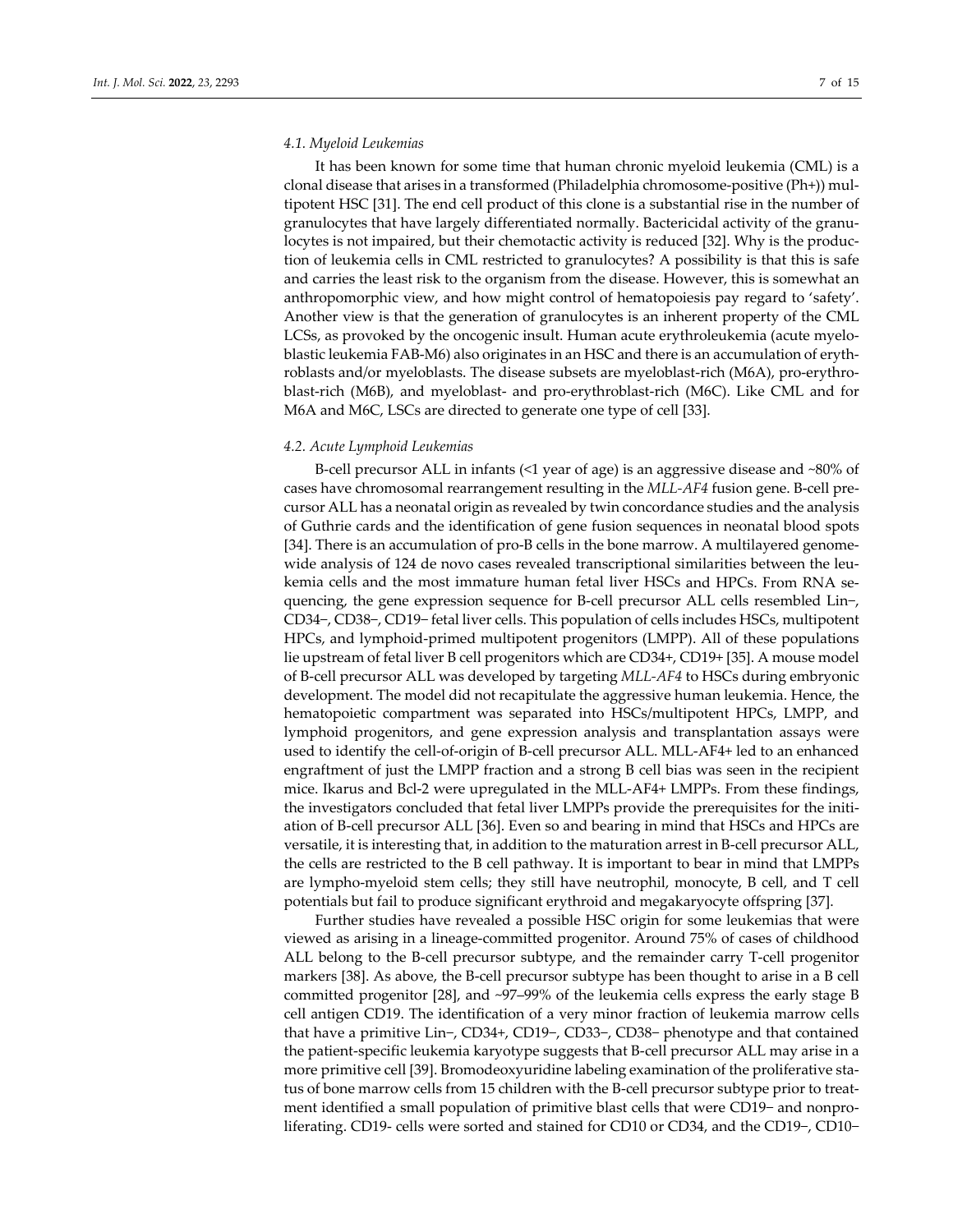### 4.1. Myeloid Leukemias

It has been known for some time that human chronic myeloid leukemia (CML) is a clonal disease that arises in a transformed (Philadelphia chromosome-positive (Ph+)) multipotent HSC [31]. The end cell product of this clone is a substantial rise in the number of granulocytes that have largely differentiated normally. Bactericidal activity of the granulocytes is not impaired, but their chemotactic activity is reduced [32]. Why is the production of leukemia cells in CML restricted to granulocytes? A possibility is that this is safe and carries the least risk to the organism from the disease. However, this is somewhat an anthropomorphic view, and how might control of hematopoiesis pay regard to 'safety'. Another view is that the generation of granulocytes is an inherent property of the CML LCSs, as provoked by the oncogenic insult. Human acute erythroleukemia (acute myeloblastic leukemia FAB-M6) also originates in an HSC and there is an accumulation of erythroblasts and/or myeloblasts. The disease subsets are myeloblast-rich (M6A), pro-erythroblast-rich (M6B), and myeloblast- and pro-erythroblast-rich (M6C). Like CML and for M6A and M6C, LSCs are directed to generate one type of cell [33].

### 4.2. Acute Lymphoid Leukemias

B-cell precursor ALL in infants (<1 year of age) is an aggressive disease and ~80% of cases have chromosomal rearrangement resulting in the *MLL-AF4* fusion gene. B-cell precursor ALL has a neonatal origin as revealed by twin concordance studies and the analysis of Guthrie cards and the identification of gene fusion sequences in neonatal blood spots [34]. There is an accumulation of pro-B cells in the bone marrow. A multilayered genome-wide analysis of 124 de novo cases revealed transcriptional similarities between the leukemia cells and the most immature human fetal liver HSCs and HPCs. From RNA sequencing, the gene expression sequence for B-cell precursor ALL cells resembled Lin−, CD34−, CD38−, CD19− fetal liver cells. This population of cells includes HSCs, multipotent HPCs, and lymphoid-primed multipotent progenitors (LMPP). All of these populations lie upstream of fetal liver B cell progenitors which are CD34+, CD19+ [35]. A mouse model of B-cell precursor ALL was developed by targeting *MLL-AF4* to HSCs during embryonic development. The model did not recapitulate the aggressive human leukemia. Hence, the hematopoietic compartment was separated into HSCs/multipotent HPCs, LMPP, and lymphoid progenitors, and gene expression analysis and transplantation assays were used to identify the cell-of-origin of B-cell precursor ALL. MLL-AF4+ led to an enhanced engraftment of just the LMPP fraction and a strong B cell bias was seen in the recipient mice. Ikarus and Bcl-2 were upregulated in the MLL-AF4+ LMPPs. From these findings, the investigators concluded that fetal liver LMPPs provide the prerequisites for the initiation of B-cell precursor ALL [36]. Even so and bearing in mind that HSCs and HPCs are versatile, it is interesting that, in addition to the maturation arrest in B-cell precursor ALL, the cells are restricted to the B cell pathway. It is important to bear in mind that LMPPs are lympho-myeloid stem cells; they still have neutrophil, monocyte, B cell, and T cell potentials but fail to produce significant erythroid and megakaryocyte offspring [37].

Further studies have revealed a possible HSC origin for some leukemias that were viewed as arising in a lineage-committed progenitor. Around 75% of cases of childhood ALL belong to the B-cell precursor subtype, and the remainder carry T-cell progenitor markers [38]. As above, the B-cell precursor subtype has been thought to arise in a B cell committed progenitor [28], and ~97–99% of the leukemia cells express the early stage B cell antigen CD19. The identification of a very minor fraction of leukemia marrow cells that have a primitive Lin−, CD34+, CD19−, CD33−, CD38− phenotype and that contained the patient-specific leukemia karyotype suggests that B-cell precursor ALL may arise in a more primitive cell [39]. Bromodeoxyuridine labeling examination of the proliferative status of bone marrow cells from 15 children with the B-cell precursor subtype prior to treatment identified a small population of primitive blast cells that were CD19− and nonproliferating. CD19- cells were sorted and stained for CD10 or CD34, and the CD19−, CD10−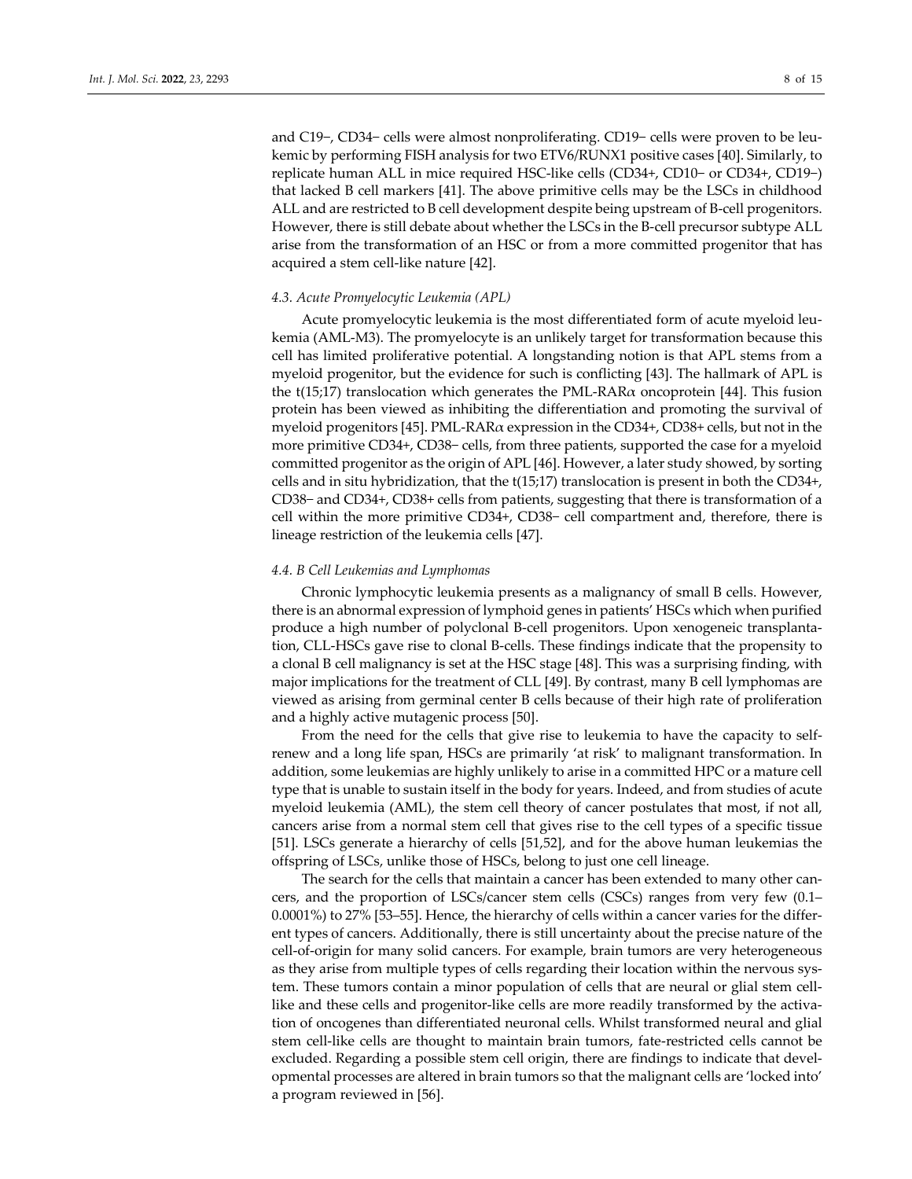and C19−, CD34− cells were almost nonproliferating. CD19− cells were proven to be leukemic by performing FISH analysis for two ETV6/RUNX1 positive cases [40]. Similarly, to replicate human ALL in mice required HSC-like cells (CD34+, CD10− or CD34+, CD19−) that lacked B cell markers [41]. The above primitive cells may be the LSCs in childhood ALL and are restricted to B cell development despite being upstream of B-cell progenitors. However, there is still debate about whether the LSCs in the B-cell precursor subtype ALL arise from the transformation of an HSC or from a more committed progenitor that has acquired a stem cell-like nature [42].

### *4.3. Acute Promyelocytic Leukemia (APL)*

Acute promyelocytic leukemia is the most differentiated form of acute myeloid leukemia (AML-M3). The promyelocyte is an unlikely target for transformation because this cell has limited proliferative potential. A longstanding notion is that APL stems from a myeloid progenitor, but the evidence for such is conflicting [43]. The hallmark of APL is the t(15;17) translocation which generates the PML-RAR$\alpha$ oncoprotein [44]. This fusion protein has been viewed as inhibiting the differentiation and promoting the survival of myeloid progenitors [45]. PML-RAR$\alpha$ expression in the CD34+, CD38+ cells, but not in the more primitive CD34+, CD38− cells, from three patients, supported the case for a myeloid committed progenitor as the origin of APL [46]. However, a later study showed, by sorting cells and in situ hybridization, that the t(15;17) translocation is present in both the CD34+, CD38− and CD34+, CD38+ cells from patients, suggesting that there is transformation of a cell within the more primitive CD34+, CD38− cell compartment and, therefore, there is lineage restriction of the leukemia cells [47].

### *4.4. B Cell Leukemias and Lymphomas*

Chronic lymphocytic leukemia presents as a malignancy of small B cells. However, there is an abnormal expression of lymphoid genes in patients' HSCs which when purified produce a high number of polyclonal B-cell progenitors. Upon xenogeneic transplantation, CLL-HSCs gave rise to clonal B-cells. These findings indicate that the propensity to a clonal B cell malignancy is set at the HSC stage [48]. This was a surprising finding, with major implications for the treatment of CLL [49]. By contrast, many B cell lymphomas are viewed as arising from germinal center B cells because of their high rate of proliferation and a highly active mutagenic process [50].

From the need for the cells that give rise to leukemia to have the capacity to self-renew and a long life span, HSCs are primarily 'at risk' to malignant transformation. In addition, some leukemias are highly unlikely to arise in a committed HPC or a mature cell type that is unable to sustain itself in the body for years. Indeed, and from studies of acute myeloid leukemia (AML), the stem cell theory of cancer postulates that most, if not all, cancers arise from a normal stem cell that gives rise to the cell types of a specific tissue [51]. LSCs generate a hierarchy of cells [51,52], and for the above human leukemias the offspring of LSCs, unlike those of HSCs, belong to just one cell lineage.

The search for the cells that maintain a cancer has been extended to many other cancers, and the proportion of LSCs/cancer stem cells (CSCs) ranges from very few (0.1–0.0001%) to 27% [53–55]. Hence, the hierarchy of cells within a cancer varies for the different types of cancers. Additionally, there is still uncertainty about the precise nature of the cell-of-origin for many solid cancers. For example, brain tumors are very heterogeneous as they arise from multiple types of cells regarding their location within the nervous system. These tumors contain a minor population of cells that are neural or glial stem cell-like and these cells and progenitor-like cells are more readily transformed by the activation of oncogenes than differentiated neuronal cells. Whilst transformed neural and glial stem cell-like cells are thought to maintain brain tumors, fate-restricted cells cannot be excluded. Regarding a possible stem cell origin, there are findings to indicate that developmental processes are altered in brain tumors so that the malignant cells are 'locked into' a program reviewed in [56].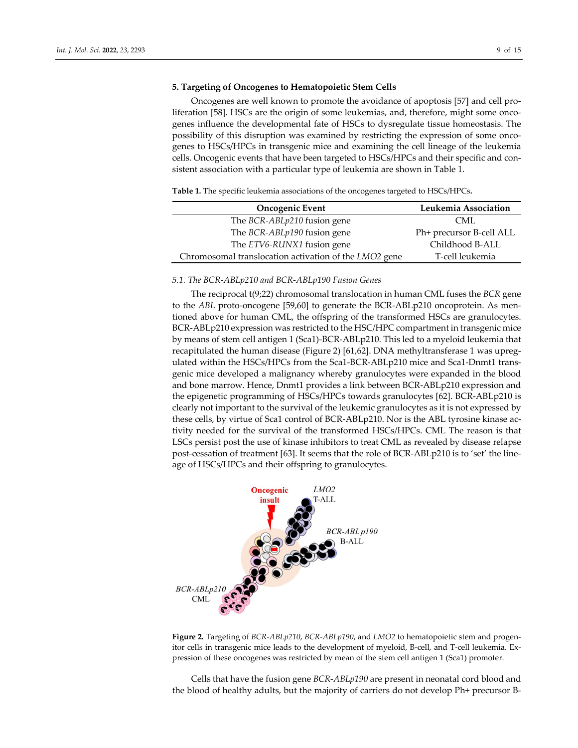## 5. Targeting of Oncogenes to Hematopoietic Stem Cells

Oncogenes are well known to promote the avoidance of apoptosis [57] and cell proliferation [58]. HSCs are the origin of some leukemias, and, therefore, might some oncogenes influence the developmental fate of HSCs to dysregulate tissue homeostasis. The possibility of this disruption was examined by restricting the expression of some oncogenes to HSCs/HPCs in transgenic mice and examining the cell lineage of the leukemia cells. Oncogenic events that have been targeted to HSCs/HPCs and their specific and consistent association with a particular type of leukemia are shown in Table 1.

**Table 1.** The specific leukemia associations of the oncogenes targeted to HSCs/HPCs.

| Oncogenic Event | Leukemia Association |
| --- | --- |
| The *BCR-ABLp210* fusion gene | CML |
| The *BCR-ABLp190* fusion gene | Ph+ precursor B-cell ALL |
| The *ETV6-RUNX1* fusion gene | Childhood B-ALL |
| Chromosomal translocation activation of the *LMO2* gene | T-cell leukemia |

### 5.1. The BCR-ABLp210 and BCR-ABLp190 Fusion Genes

The reciprocal t(9;22) chromosomal translocation in human CML fuses the *BCR* gene to the *ABL* proto-oncogene [59,60] to generate the BCR-ABLp210 oncoprotein. As mentioned above for human CML, the offspring of the transformed HSCs are granulocytes. BCR-ABLp210 expression was restricted to the HSC/HPC compartment in transgenic mice by means of stem cell antigen 1 (Sca1)-BCR-ABLp210. This led to a myeloid leukemia that recapitulated the human disease (Figure 2) [61,62]. DNA methyltransferase 1 was upregulated within the HSCs/HPCs from the Sca1-BCR-ABLp210 mice and Sca1-Dnmt1 transgenic mice developed a malignancy whereby granulocytes were expanded in the blood and bone marrow. Hence, Dnmt1 provides a link between BCR-ABLp210 expression and the epigenetic programming of HSCs/HPCs towards granulocytes [62]. BCR-ABLp210 is clearly not important to the survival of the leukemic granulocytes as it is not expressed by these cells, by virtue of Sca1 control of BCR-ABLp210. Nor is the ABL tyrosine kinase activity needed for the survival of the transformed HSCs/HPCs. CML The reason is that LSCs persist post the use of kinase inhibitors to treat CML as revealed by disease relapse post-cessation of treatment [63]. It seems that the role of BCR-ABLp210 is to 'set' the lineage of HSCs/HPCs and their offspring to granulocytes.

**Figure 2.** Targeting of *BCR-ABLp210*, *BCR-ABLp190*, and *LMO2* to hematopoietic stem and progenitor cells in transgenic mice leads to the development of myeloid, B-cell, and T-cell leukemia. Expression of these oncogenes was restricted by mean of the stem cell antigen 1 (Sca1) promoter.

Cells that have the fusion gene *BCR-ABLp190* are present in neonatal cord blood and the blood of healthy adults, but the majority of carriers do not develop Ph+ precursor B-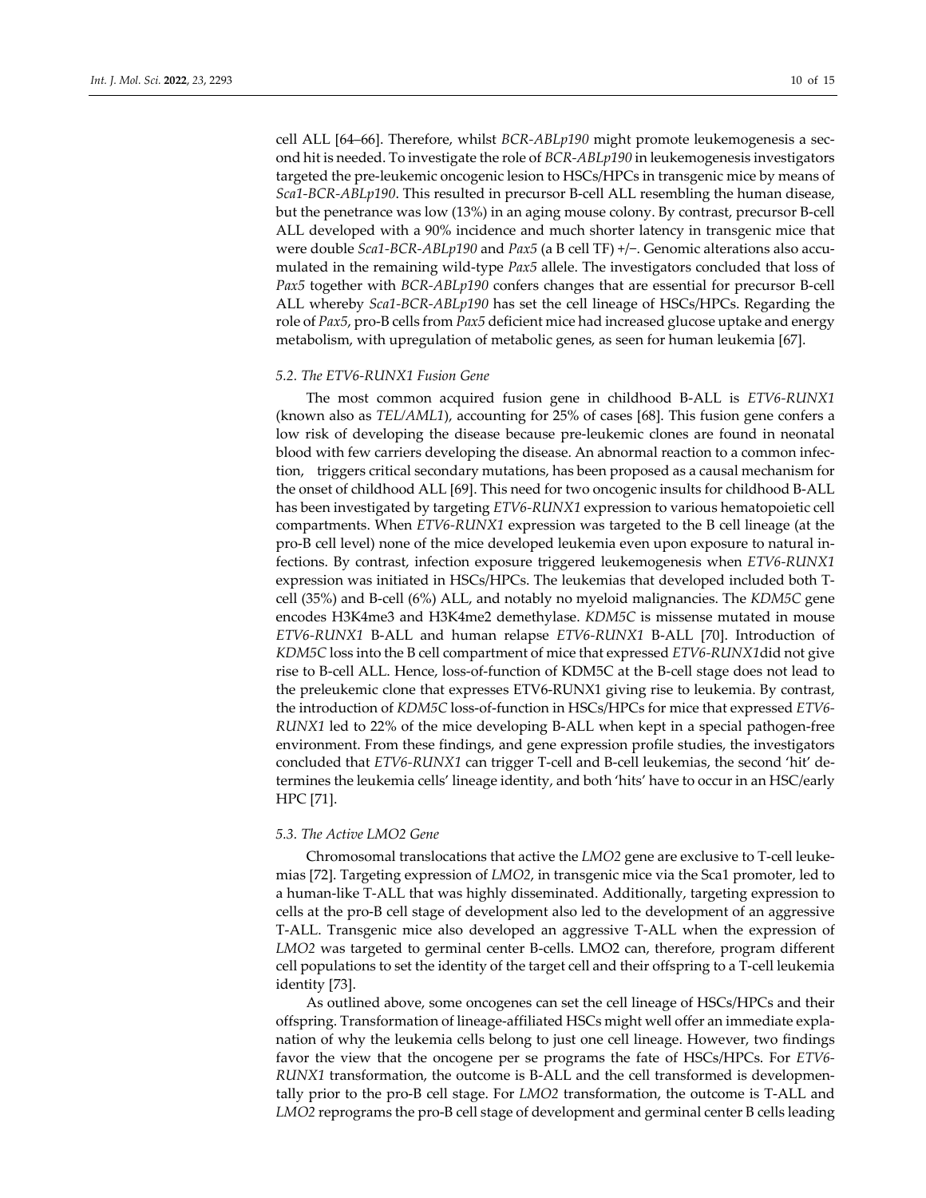cell ALL [64–66]. Therefore, whilst *BCR-ABLp190* might promote leukemogenesis a second hit is needed. To investigate the role of *BCR-ABLp190* in leukemogenesis investigators targeted the pre-leukemic oncogenic lesion to HSCs/HPCs in transgenic mice by means of *Sca1-BCR-ABLp190*. This resulted in precursor B-cell ALL resembling the human disease, but the penetrance was low (13%) in an aging mouse colony. By contrast, precursor B-cell ALL developed with a 90% incidence and much shorter latency in transgenic mice that were double *Sca1-BCR-ABLp190* and *Pax5* (a B cell TF) +/−. Genomic alterations also accumulated in the remaining wild-type *Pax5* allele. The investigators concluded that loss of *Pax5* together with *BCR-ABLp190* confers changes that are essential for precursor B-cell ALL whereby *Sca1-BCR-ABLp190* has set the cell lineage of HSCs/HPCs. Regarding the role of *Pax5*, pro-B cells from *Pax5* deficient mice had increased glucose uptake and energy metabolism, with upregulation of metabolic genes, as seen for human leukemia [67].

### 5.2. The ETV6-RUNX1 Fusion Gene

The most common acquired fusion gene in childhood B-ALL is *ETV6-RUNX1* (known also as *TEL/AML1*), accounting for 25% of cases [68]. This fusion gene confers a low risk of developing the disease because pre-leukemic clones are found in neonatal blood with few carriers developing the disease. An abnormal reaction to a common infection, triggers critical secondary mutations, has been proposed as a causal mechanism for the onset of childhood ALL [69]. This need for two oncogenic insults for childhood B-ALL has been investigated by targeting *ETV6-RUNX1* expression to various hematopoietic cell compartments. When *ETV6-RUNX1* expression was targeted to the B cell lineage (at the pro-B cell level) none of the mice developed leukemia even upon exposure to natural infections. By contrast, infection exposure triggered leukemogenesis when *ETV6-RUNX1* expression was initiated in HSCs/HPCs. The leukemias that developed included both T-cell (35%) and B-cell (6%) ALL, and notably no myeloid malignancies. The *KDM5C* gene encodes H3K4me3 and H3K4me2 demethylase. *KDM5C* is missense mutated in mouse *ETV6-RUNX1* B-ALL and human relapse *ETV6-RUNX1* B-ALL [70]. Introduction of *KDM5C* loss into the B cell compartment of mice that expressed *ETV6-RUNX1*did not give rise to B-cell ALL. Hence, loss-of-function of KDM5C at the B-cell stage does not lead to the preleukemic clone that expresses ETV6-RUNX1 giving rise to leukemia. By contrast, the introduction of *KDM5C* loss-of-function in HSCs/HPCs for mice that expressed *ETV6-RUNX1* led to 22% of the mice developing B-ALL when kept in a special pathogen-free environment. From these findings, and gene expression profile studies, the investigators concluded that *ETV6-RUNX1* can trigger T-cell and B-cell leukemias, the second 'hit' determines the leukemia cells' lineage identity, and both 'hits' have to occur in an HSC/early HPC [71].

### 5.3. The Active LMO2 Gene

Chromosomal translocations that active the *LMO2* gene are exclusive to T-cell leukemias [72]. Targeting expression of *LMO2*, in transgenic mice via the Sca1 promoter, led to a human-like T-ALL that was highly disseminated. Additionally, targeting expression to cells at the pro-B cell stage of development also led to the development of an aggressive T-ALL. Transgenic mice also developed an aggressive T-ALL when the expression of *LMO2* was targeted to germinal center B-cells. LMO2 can, therefore, program different cell populations to set the identity of the target cell and their offspring to a T-cell leukemia identity [73].

As outlined above, some oncogenes can set the cell lineage of HSCs/HPCs and their offspring. Transformation of lineage-affiliated HSCs might well offer an immediate explanation of why the leukemia cells belong to just one cell lineage. However, two findings favor the view that the oncogene per se programs the fate of HSCs/HPCs. For *ETV6-RUNX1* transformation, the outcome is B-ALL and the cell transformed is developmentally prior to the pro-B cell stage. For *LMO2* transformation, the outcome is T-ALL and *LMO2* reprograms the pro-B cell stage of development and germinal center B cells leading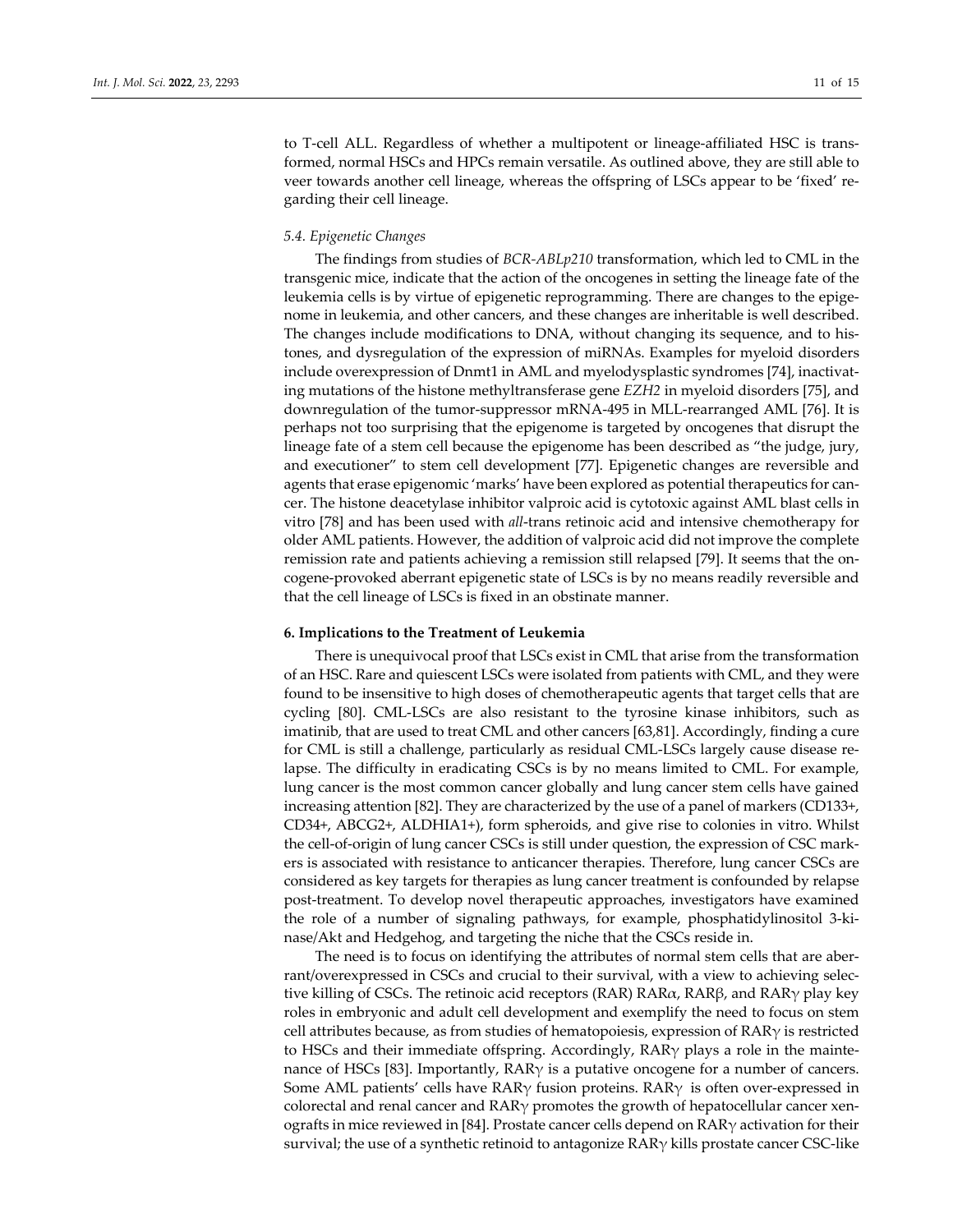to T-cell ALL. Regardless of whether a multipotent or lineage-affiliated HSC is transformed, normal HSCs and HPCs remain versatile. As outlined above, they are still able to veer towards another cell lineage, whereas the offspring of LSCs appear to be 'fixed' regarding their cell lineage.

### 5.4. Epigenetic Changes

The findings from studies of *BCR-ABLp210* transformation, which led to CML in the transgenic mice, indicate that the action of the oncogenes in setting the lineage fate of the leukemia cells is by virtue of epigenetic reprogramming. There are changes to the epigenome in leukemia, and other cancers, and these changes are inheritable is well described. The changes include modifications to DNA, without changing its sequence, and to histones, and dysregulation of the expression of miRNAs. Examples for myeloid disorders include overexpression of Dnmt1 in AML and myelodysplastic syndromes [74], inactivating mutations of the histone methyltransferase gene *EZH2* in myeloid disorders [75], and downregulation of the tumor-suppressor mRNA-495 in MLL-rearranged AML [76]. It is perhaps not too surprising that the epigenome is targeted by oncogenes that disrupt the lineage fate of a stem cell because the epigenome has been described as "the judge, jury, and executioner" to stem cell development [77]. Epigenetic changes are reversible and agents that erase epigenomic 'marks' have been explored as potential therapeutics for cancer. The histone deacetylase inhibitor valproic acid is cytotoxic against AML blast cells in vitro [78] and has been used with *all*-trans retinoic acid and intensive chemotherapy for older AML patients. However, the addition of valproic acid did not improve the complete remission rate and patients achieving a remission still relapsed [79]. It seems that the oncogene-provoked aberrant epigenetic state of LSCs is by no means readily reversible and that the cell lineage of LSCs is fixed in an obstinate manner.

## 6. Implications to the Treatment of Leukemia

There is unequivocal proof that LSCs exist in CML that arise from the transformation of an HSC. Rare and quiescent LSCs were isolated from patients with CML, and they were found to be insensitive to high doses of chemotherapeutic agents that target cells that are cycling [80]. CML-LSCs are also resistant to the tyrosine kinase inhibitors, such as imatinib, that are used to treat CML and other cancers [63,81]. Accordingly, finding a cure for CML is still a challenge, particularly as residual CML-LSCs largely cause disease relapse. The difficulty in eradicating CSCs is by no means limited to CML. For example, lung cancer is the most common cancer globally and lung cancer stem cells have gained increasing attention [82]. They are characterized by the use of a panel of markers (CD133+, CD34+, ABCG2+, ALDHIA1+), form spheroids, and give rise to colonies in vitro. Whilst the cell-of-origin of lung cancer CSCs is still under question, the expression of CSC markers is associated with resistance to anticancer therapies. Therefore, lung cancer CSCs are considered as key targets for therapies as lung cancer treatment is confounded by relapse post-treatment. To develop novel therapeutic approaches, investigators have examined the role of a number of signaling pathways, for example, phosphatidylinositol 3-kinase/Akt and Hedgehog, and targeting the niche that the CSCs reside in.

The need is to focus on identifying the attributes of normal stem cells that are aberrant/overexpressed in CSCs and crucial to their survival, with a view to achieving selective killing of CSCs. The retinoic acid receptors (RAR) RARα, RARβ, and RARγ play key roles in embryonic and adult cell development and exemplify the need to focus on stem cell attributes because, as from studies of hematopoiesis, expression of RARγ is restricted to HSCs and their immediate offspring. Accordingly, RARγ plays a role in the maintenance of HSCs [83]. Importantly, RARγ is a putative oncogene for a number of cancers. Some AML patients' cells have RARγ fusion proteins. RARγ is often over-expressed in colorectal and renal cancer and RARγ promotes the growth of hepatocellular cancer xenografts in mice reviewed in [84]. Prostate cancer cells depend on RARγ activation for their survival; the use of a synthetic retinoid to antagonize RARγ kills prostate cancer CSC-like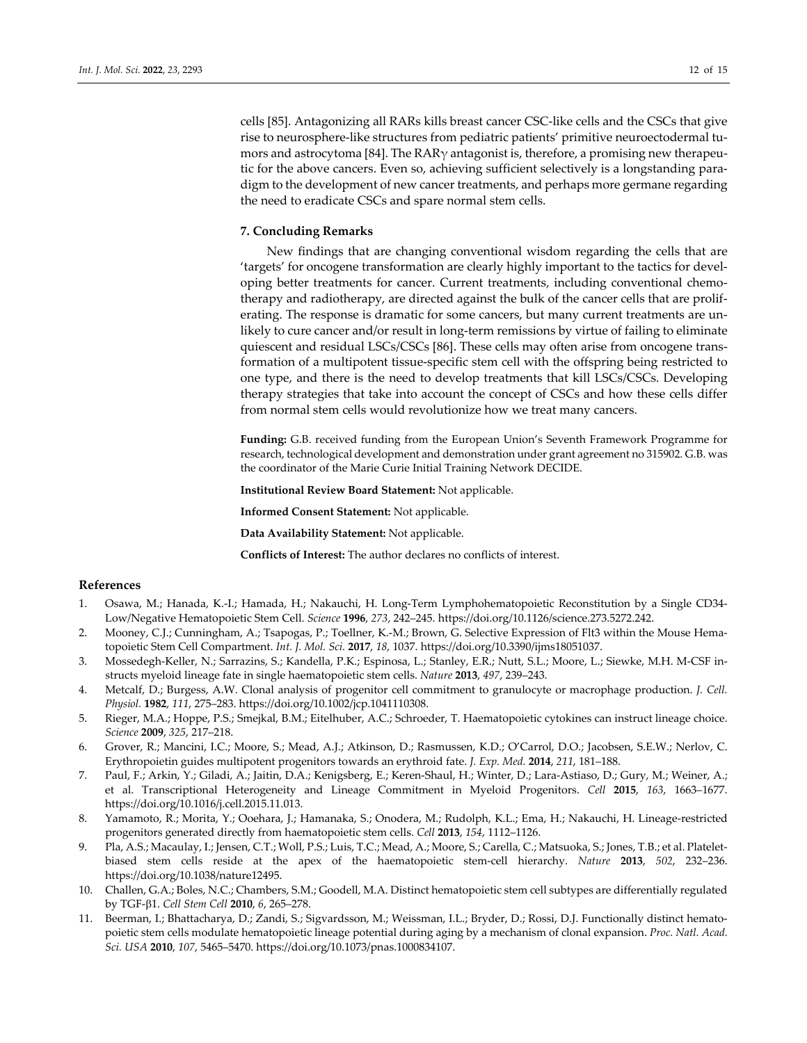cells [85]. Antagonizing all RARs kills breast cancer CSC-like cells and the CSCs that give rise to neurosphere-like structures from pediatric patients' primitive neuroectodermal tumors and astrocytoma [84]. The RARγ antagonist is, therefore, a promising new therapeutic for the above cancers. Even so, achieving sufficient selectively is a longstanding paradigm to the development of new cancer treatments, and perhaps more germane regarding the need to eradicate CSCs and spare normal stem cells.

## 7. Concluding Remarks

New findings that are changing conventional wisdom regarding the cells that are 'targets' for oncogene transformation are clearly highly important to the tactics for developing better treatments for cancer. Current treatments, including conventional chemotherapy and radiotherapy, are directed against the bulk of the cancer cells that are proliferating. The response is dramatic for some cancers, but many current treatments are unlikely to cure cancer and/or result in long-term remissions by virtue of failing to eliminate quiescent and residual LSCs/CSCs [86]. These cells may often arise from oncogene transformation of a multipotent tissue-specific stem cell with the offspring being restricted to one type, and there is the need to develop treatments that kill LSCs/CSCs. Developing therapy strategies that take into account the concept of CSCs and how these cells differ from normal stem cells would revolutionize how we treat many cancers.

**Funding:** G.B. received funding from the European Union's Seventh Framework Programme for research, technological development and demonstration under grant agreement no 315902. G.B. was the coordinator of the Marie Curie Initial Training Network DECIDE.

**Institutional Review Board Statement:** Not applicable.

**Informed Consent Statement:** Not applicable.

**Data Availability Statement:** Not applicable.

**Conflicts of Interest:** The author declares no conflicts of interest.

## References

1. Osawa, M.; Hanada, K.-I.; Hamada, H.; Nakauchi, H. Long-Term Lymphohematopoietic Reconstitution by a Single CD34-Low/Negative Hematopoietic Stem Cell. *Science* **1996**, *273*, 242–245. https://doi.org/10.1126/science.273.5272.242.
2. Mooney, C.J.; Cunningham, A.; Tsapogas, P.; Toellner, K.-M.; Brown, G. Selective Expression of Flt3 within the Mouse Hematopoietic Stem Cell Compartment. *Int. J. Mol. Sci.* **2017**, *18*, 1037. https://doi.org/10.3390/ijms18051037.
3. Mossedegh-Keller, N.; Sarrazins, S.; Kandella, P.K.; Espinosa, L.; Stanley, E.R.; Nutt, S.L.; Moore, L.; Siewke, M.H. M-CSF instructs myeloid lineage fate in single haematopoietic stem cells. *Nature* **2013**, *497*, 239–243.
4. Metcalf, D.; Burgess, A.W. Clonal analysis of progenitor cell commitment to granulocyte or macrophage production. *J. Cell. Physiol.* **1982**, *111*, 275–283. https://doi.org/10.1002/jcp.1041110308.
5. Rieger, M.A.; Hoppe, P.S.; Smejkal, B.M.; Eitelhuber, A.C.; Schroeder, T. Haematopoietic cytokines can instruct lineage choice. *Science* **2009**, *325*, 217–218.
6. Grover, R.; Mancini, I.C.; Moore, S.; Mead, A.J.; Atkinson, D.; Rasmussen, K.D.; O'Carrol, D.O.; Jacobsen, S.E.W.; Nerlov, C. Erythropoietin guides multipotent progenitors towards an erythroid fate. *J. Exp. Med.* **2014**, *211*, 181–188.
7. Paul, F.; Arkin, Y.; Giladi, A.; Jaitin, D.A.; Kenigsberg, E.; Keren-Shaul, H.; Winter, D.; Lara-Astiaso, D.; Gury, M.; Weiner, A.; et al. Transcriptional Heterogeneity and Lineage Commitment in Myeloid Progenitors. *Cell* **2015**, *163*, 1663–1677. https://doi.org/10.1016/j.cell.2015.11.013.
8. Yamamoto, R.; Morita, Y.; Ooehara, J.; Hamanaka, S.; Onodera, M.; Rudolph, K.L.; Ema, H.; Nakauchi, H. Lineage-restricted progenitors generated directly from haematopoietic stem cells. *Cell* **2013**, *154*, 1112–1126.
9. Pla, A.S.; Macaulay, I.; Jensen, C.T.; Woll, P.S.; Luis, T.C.; Mead, A.; Moore, S.; Carella, C.; Matsuoka, S.; Jones, T.B.; et al. Platelet-biased stem cells reside at the apex of the haematopoietic stem-cell hierarchy. *Nature* **2013**, *502*, 232–236. https://doi.org/10.1038/nature12495.
10. Challen, G.A.; Boles, N.C.; Chambers, S.M.; Goodell, M.A. Distinct hematopoietic stem cell subtypes are differentially regulated by TGF-β1. *Cell Stem Cell* **2010**, *6*, 265–278.
11. Beerman, I.; Bhattacharya, D.; Zandi, S.; Sigvardsson, M.; Weissman, I.L.; Bryder, D.; Rossi, D.J. Functionally distinct hematopoietic stem cells modulate hematopoietic lineage potential during aging by a mechanism of clonal expansion. *Proc. Natl. Acad. Sci. USA* **2010**, *107*, 5465–5470. https://doi.org/10.1073/pnas.1000834107.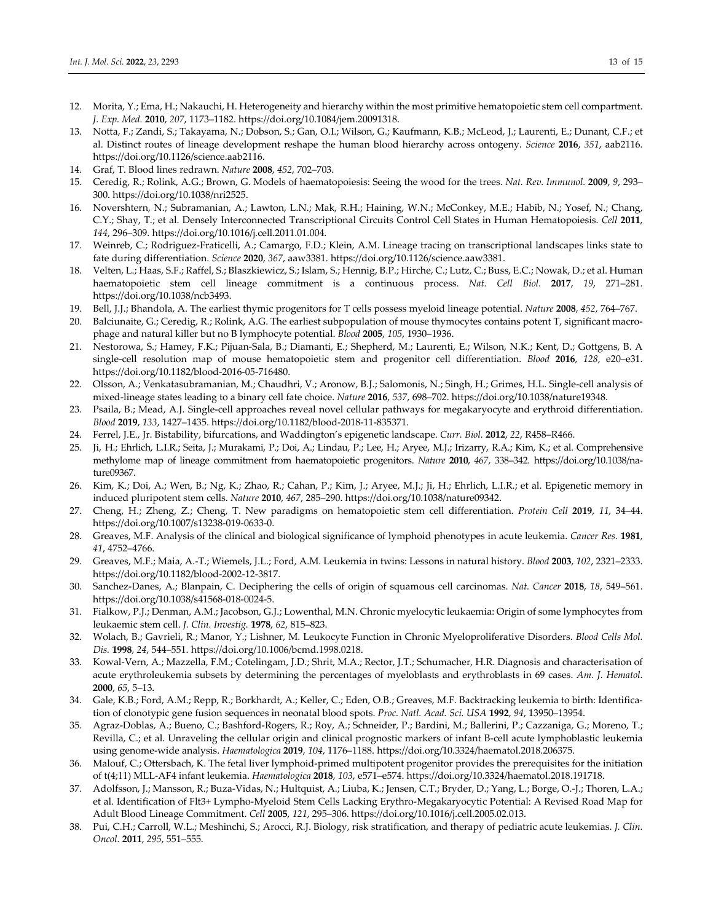12. Morita, Y.; Ema, H.; Nakauchi, H. Heterogeneity and hierarchy within the most primitive hematopoietic stem cell compartment. *J. Exp. Med.* **2010**, *207*, 1173–1182. https://doi.org/10.1084/jem.20091318.
13. Notta, F.; Zandi, S.; Takayama, N.; Dobson, S.; Gan, O.I.; Wilson, G.; Kaufmann, K.B.; McLeod, J.; Laurenti, E.; Dunant, C.F.; et al. Distinct routes of lineage development reshape the human blood hierarchy across ontogeny. *Science* **2016**, *351*, aab2116. https://doi.org/10.1126/science.aab2116.
14. Graf, T. Blood lines redrawn. *Nature* **2008**, *452*, 702–703.
15. Ceredig, R.; Rolink, A.G.; Brown, G. Models of haematopoiesis: Seeing the wood for the trees. *Nat. Rev. Immunol.* **2009**, *9*, 293–300. https://doi.org/10.1038/nri2525.
16. Novershtern, N.; Subramanian, A.; Lawton, L.N.; Mak, R.H.; Haining, W.N.; McConkey, M.E.; Habib, N.; Yosef, N.; Chang, C.Y.; Shay, T.; et al. Densely Interconnected Transcriptional Circuits Control Cell States in Human Hematopoiesis. *Cell* **2011**, *144*, 296–309. https://doi.org/10.1016/j.cell.2011.01.004.
17. Weinreb, C.; Rodriguez-Fraticelli, A.; Camargo, F.D.; Klein, A.M. Lineage tracing on transcriptional landscapes links state to fate during differentiation. *Science* **2020**, *367*, aaw3381. https://doi.org/10.1126/science.aaw3381.
18. Velten, L.; Haas, S.F.; Raffel, S.; Blaszkiewicz, S.; Islam, S.; Hennig, B.P.; Hirche, C.; Lutz, C.; Buss, E.C.; Nowak, D.; et al. Human haematopoietic stem cell lineage commitment is a continuous process. *Nat. Cell Biol.* **2017**, *19*, 271–281. https://doi.org/10.1038/ncb3493.
19. Bell, J.J.; Bhandola, A. The earliest thymic progenitors for T cells possess myeloid lineage potential. *Nature* **2008**, *452*, 764–767.
20. Balciunaite, G.; Ceredig, R.; Rolink, A.G. The earliest subpopulation of mouse thymocytes contains potent T, significant macrophage and natural killer but no B lymphocyte potential. *Blood* **2005**, *105*, 1930–1936.
21. Nestorowa, S.; Hamey, F.K.; Pijuan-Sala, B.; Diamanti, E.; Shepherd, M.; Laurenti, E.; Wilson, N.K.; Kent, D.; Gottgens, B. A single-cell resolution map of mouse hematopoietic stem and progenitor cell differentiation. *Blood* **2016**, *128*, e20–e31. https://doi.org/10.1182/blood-2016-05-716480.
22. Olsson, A.; Venkatasubramanian, M.; Chaudhri, V.; Aronow, B.J.; Salomonis, N.; Singh, H.; Grimes, H.L. Single-cell analysis of mixed-lineage states leading to a binary cell fate choice. *Nature* **2016**, *537*, 698–702. https://doi.org/10.1038/nature19348.
23. Psaila, B.; Mead, A.J. Single-cell approaches reveal novel cellular pathways for megakaryocyte and erythroid differentiation. *Blood* **2019**, *133*, 1427–1435. https://doi.org/10.1182/blood-2018-11-835371.
24. Ferrel, J.E., Jr. Bistability, bifurcations, and Waddington's epigenetic landscape. *Curr. Biol.* **2012**, *22*, R458–R466.
25. Ji, H.; Ehrlich, L.I.R.; Seita, J.; Murakami, P.; Doi, A.; Lindau, P.; Lee, H.; Aryee, M.J.; Irizarry, R.A.; Kim, K.; et al. Comprehensive methylome map of lineage commitment from haematopoietic progenitors. *Nature* **2010**, *467*, 338–342. https://doi.org/10.1038/nature09367.
26. Kim, K.; Doi, A.; Wen, B.; Ng, K.; Zhao, R.; Cahan, P.; Kim, J.; Aryee, M.J.; Ji, H.; Ehrlich, L.I.R.; et al. Epigenetic memory in induced pluripotent stem cells. *Nature* **2010**, *467*, 285–290. https://doi.org/10.1038/nature09342.
27. Cheng, H.; Zheng, Z.; Cheng, T. New paradigms on hematopoietic stem cell differentiation. *Protein Cell* **2019**, *11*, 34–44. https://doi.org/10.1007/s13238-019-0633-0.
28. Greaves, M.F. Analysis of the clinical and biological significance of lymphoid phenotypes in acute leukemia. *Cancer Res.* **1981**, *41*, 4752–4766.
29. Greaves, M.F.; Maia, A.-T.; Wiemels, J.L.; Ford, A.M. Leukemia in twins: Lessons in natural history. *Blood* **2003**, *102*, 2321–2333. https://doi.org/10.1182/blood-2002-12-3817.
30. Sanchez-Danes, A.; Blanpain, C. Deciphering the cells of origin of squamous cell carcinomas. *Nat. Cancer* **2018**, *18*, 549–561. https://doi.org/10.1038/s41568-018-0024-5.
31. Fialkow, P.J.; Denman, A.M.; Jacobson, G.J.; Lowenthal, M.N. Chronic myelocytic leukaemia: Origin of some lymphocytes from leukaemic stem cell. *J. Clin. Investig.* **1978**, *62*, 815–823.
32. Wolach, B.; Gavrieli, R.; Manor, Y.; Lishner, M. Leukocyte Function in Chronic Myeloproliferative Disorders. *Blood Cells Mol. Dis.* **1998**, *24*, 544–551. https://doi.org/10.1006/bcmd.1998.0218.
33. Kowal-Vern, A.; Mazzella, F.M.; Cotelingam, J.D.; Shrit, M.A.; Rector, J.T.; Schumacher, H.R. Diagnosis and characterisation of acute erythroleukemia subsets by determining the percentages of myeloblasts and erythroblasts in 69 cases. *Am. J. Hematol.* **2000**, *65*, 5–13.
34. Gale, K.B.; Ford, A.M.; Repp, R.; Borkhardt, A.; Keller, C.; Eden, O.B.; Greaves, M.F. Backtracking leukemia to birth: Identification of clonotypic gene fusion sequences in neonatal blood spots. *Proc. Natl. Acad. Sci. USA* **1992**, *94*, 13950–13954.
35. Agraz-Doblas, A.; Bueno, C.; Bashford-Rogers, R.; Roy, A.; Schneider, P.; Bardini, M.; Ballerini, P.; Cazzaniga, G.; Moreno, T.; Revilla, C.; et al. Unraveling the cellular origin and clinical prognostic markers of infant B-cell acute lymphoblastic leukemia using genome-wide analysis. *Haematologica* **2019**, *104*, 1176–1188. https://doi.org/10.3324/haematol.2018.206375.
36. Malouf, C.; Ottersbach, K. The fetal liver lymphoid-primed multipotent progenitor provides the prerequisites for the initiation of t(4;11) MLL-AF4 infant leukemia. *Haematologica* **2018**, *103*, e571–e574. https://doi.org/10.3324/haematol.2018.191718.
37. Adolfsson, J.; Mansson, R.; Buza-Vidas, N.; Hultquist, A.; Liuba, K.; Jensen, C.T.; Bryder, D.; Yang, L.; Borge, O.-J.; Thoren, L.A.; et al. Identification of Flt3+ Lympho-Myeloid Stem Cells Lacking Erythro-Megakaryocytic Potential: A Revised Road Map for Adult Blood Lineage Commitment. *Cell* **2005**, *121*, 295–306. https://doi.org/10.1016/j.cell.2005.02.013.
38. Pui, C.H.; Carroll, W.L.; Meshinchi, S.; Arocci, R.J. Biology, risk stratification, and therapy of pediatric acute leukemias. *J. Clin. Oncol.* **2011**, *295*, 551–555.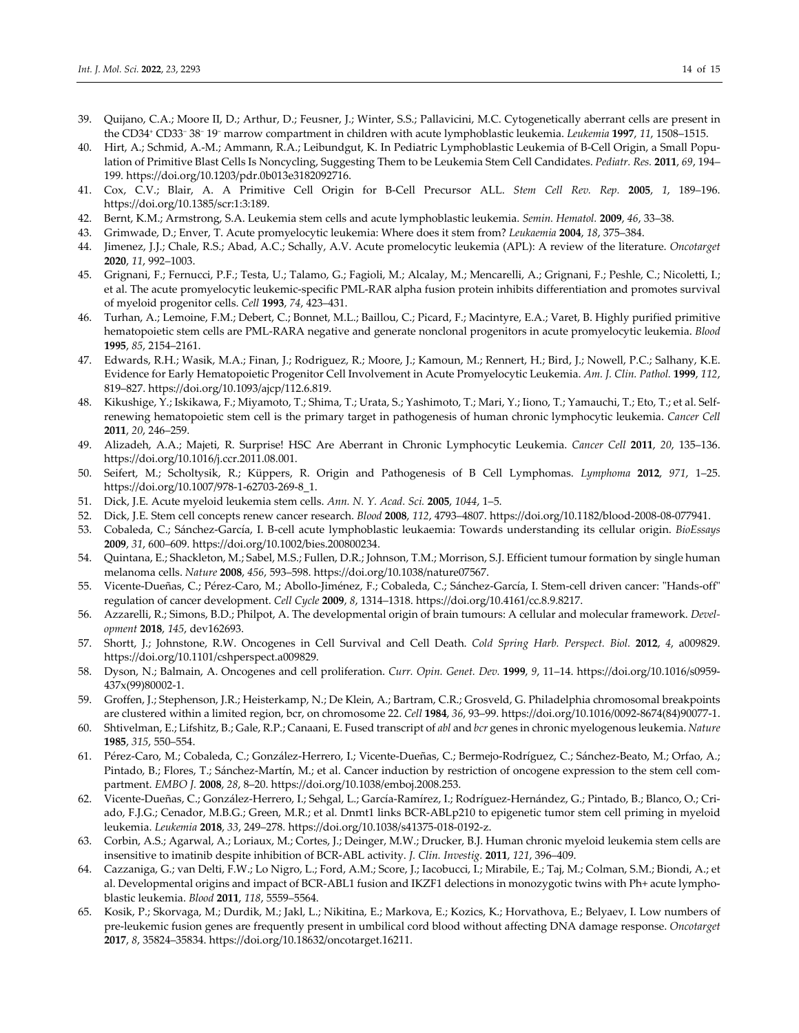39. Quijano, C.A.; Moore II, D.; Arthur, D.; Feusner, J.; Winter, S.S.; Pallavicini, M.C. Cytogenetically aberrant cells are present in the CD34⁺ CD33⁻ 38⁻ 19⁻ marrow compartment in children with acute lymphoblastic leukemia. *Leukemia* **1997**, *11*, 1508–1515.
40. Hirt, A.; Schmid, A.-M.; Ammann, R.A.; Leibundgut, K. In Pediatric Lymphoblastic Leukemia of B-Cell Origin, a Small Population of Primitive Blast Cells Is Noncycling, Suggesting Them to be Leukemia Stem Cell Candidates. *Pediatr. Res.* **2011**, *69*, 194–199. https://doi.org/10.1203/pdr.0b013e3182092716.
41. Cox, C.V.; Blair, A. A Primitive Cell Origin for B-Cell Precursor ALL. *Stem Cell Rev. Rep.* **2005**, *1*, 189–196. https://doi.org/10.1385/scr:1:3:189.
42. Bernt, K.M.; Armstrong, S.A. Leukemia stem cells and acute lymphoblastic leukemia. *Semin. Hematol.* **2009**, *46*, 33–38.
43. Grimwade, D.; Enver, T. Acute promyelocytic leukemia: Where does it stem from? *Leukaemia* **2004**, *18*, 375–384.
44. Jimenez, J.J.; Chale, R.S.; Abad, A.C.; Schally, A.V. Acute promelocytic leukemia (APL): A review of the literature. *Oncotarget* **2020**, *11*, 992–1003.
45. Grignani, F.; Fernucci, P.F.; Testa, U.; Talamo, G.; Fagioli, M.; Alcalay, M.; Mencarelli, A.; Grignani, F.; Peshle, C.; Nicoletti, I.; et al. The acute promyelocytic leukemic-specific PML-RAR alpha fusion protein inhibits differentiation and promotes survival of myeloid progenitor cells. *Cell* **1993**, *74*, 423–431.
46. Turhan, A.; Lemoine, F.M.; Debert, C.; Bonnet, M.L.; Baillou, C.; Picard, F.; Macintyre, E.A.; Varet, B. Highly purified primitive hematopoietic stem cells are PML-RARA negative and generate nonclonal progenitors in acute promyelocytic leukemia. *Blood* **1995**, *85*, 2154–2161.
47. Edwards, R.H.; Wasik, M.A.; Finan, J.; Rodriguez, R.; Moore, J.; Kamoun, M.; Rennert, H.; Bird, J.; Nowell, P.C.; Salhany, K.E. Evidence for Early Hematopoietic Progenitor Cell Involvement in Acute Promyelocytic Leukemia. *Am. J. Clin. Pathol.* **1999**, *112*, 819–827. https://doi.org/10.1093/ajcp/112.6.819.
48. Kikushige, Y.; Iskikawa, F.; Miyamoto, T.; Shima, T.; Urata, S.; Yashimoto, T.; Mari, Y.; Iiono, T.; Yamauchi, T.; Eto, T.; et al. Self-renewing hematopoietic stem cell is the primary target in pathogenesis of human chronic lymphocytic leukemia. *Cancer Cell* **2011**, *20*, 246–259.
49. Alizadeh, A.A.; Majeti, R. Surprise! HSC Are Aberrant in Chronic Lymphocytic Leukemia. *Cancer Cell* **2011**, *20*, 135–136. https://doi.org/10.1016/j.ccr.2011.08.001.
50. Seifert, M.; Scholtysik, R.; Küppers, R. Origin and Pathogenesis of B Cell Lymphomas. *Lymphoma* **2012**, *971*, 1–25. https://doi.org/10.1007/978-1-62703-269-8_1.
51. Dick, J.E. Acute myeloid leukemia stem cells. *Ann. N. Y. Acad. Sci.* **2005**, *1044*, 1–5.
52. Dick, J.E. Stem cell concepts renew cancer research. *Blood* **2008**, *112*, 4793–4807. https://doi.org/10.1182/blood-2008-08-077941.
53. Cobaleda, C.; Sánchez-García, I. B-cell acute lymphoblastic leukaemia: Towards understanding its cellular origin. *BioEssays* **2009**, *31*, 600–609. https://doi.org/10.1002/bies.200800234.
54. Quintana, E.; Shackleton, M.; Sabel, M.S.; Fullen, D.R.; Johnson, T.M.; Morrison, S.J. Efficient tumour formation by single human melanoma cells. *Nature* **2008**, *456*, 593–598. https://doi.org/10.1038/nature07567.
55. Vicente-Dueñas, C.; Pérez-Caro, M.; Abollo-Jiménez, F.; Cobaleda, C.; Sánchez-García, I. Stem-cell driven cancer: "Hands-off" regulation of cancer development. *Cell Cycle* **2009**, *8*, 1314–1318. https://doi.org/10.4161/cc.8.9.8217.
56. Azzarelli, R.; Simons, B.D.; Philpot, A. The developmental origin of brain tumours: A cellular and molecular framework. *Development* **2018**, *145*, dev162693.
57. Shortt, J.; Johnstone, R.W. Oncogenes in Cell Survival and Cell Death. *Cold Spring Harb. Perspect. Biol.* **2012**, *4*, a009829. https://doi.org/10.1101/cshperspect.a009829.
58. Dyson, N.; Balmain, A. Oncogenes and cell proliferation. *Curr. Opin. Genet. Dev.* **1999**, *9*, 11–14. https://doi.org/10.1016/s0959-437x(99)80002-1.
59. Groffen, J.; Stephenson, J.R.; Heisterkamp, N.; De Klein, A.; Bartram, C.R.; Grosveld, G. Philadelphia chromosomal breakpoints are clustered within a limited region, bcr, on chromosome 22. *Cell* **1984**, *36*, 93–99. https://doi.org/10.1016/0092-8674(84)90077-1.
60. Shtivelman, E.; Lifshitz, B.; Gale, R.P.; Canaani, E. Fused transcript of *abl* and *bcr* genes in chronic myelogenous leukemia. *Nature* **1985**, *315*, 550–554.
61. Pérez-Caro, M.; Cobaleda, C.; González-Herrero, I.; Vicente-Dueñas, C.; Bermejo-Rodríguez, C.; Sánchez-Beato, M.; Orfao, A.; Pintado, B.; Flores, T.; Sánchez-Martín, M.; et al. Cancer induction by restriction of oncogene expression to the stem cell compartment. *EMBO J.* **2008**, *28*, 8–20. https://doi.org/10.1038/emboj.2008.253.
62. Vicente-Dueñas, C.; González-Herrero, I.; Sehgal, L.; García-Ramírez, I.; Rodríguez-Hernández, G.; Pintado, B.; Blanco, O.; Criado, F.J.G.; Cenador, M.B.G.; Green, M.R.; et al. Dnmt1 links BCR-ABLp210 to epigenetic tumor stem cell priming in myeloid leukemia. *Leukemia* **2018**, *33*, 249–278. https://doi.org/10.1038/s41375-018-0192-z.
63. Corbin, A.S.; Agarwal, A.; Loriaux, M.; Cortes, J.; Deinger, M.W.; Drucker, B.J. Human chronic myeloid leukemia stem cells are insensitive to imatinib despite inhibition of BCR-ABL activity. *J. Clin. Investig.* **2011**, *121*, 396–409.
64. Cazzaniga, G.; van Delti, F.W.; Lo Nigro, L.; Ford, A.M.; Score, J.; Iacobucci, I.; Mirabile, E.; Taj, M.; Colman, S.M.; Biondi, A.; et al. Developmental origins and impact of BCR-ABL1 fusion and IKZF1 delections in monozygotic twins with Ph+ acute lymphoblastic leukemia. *Blood* **2011**, *118*, 5559–5564.
65. Kosik, P.; Skorvaga, M.; Durdik, M.; Jakl, L.; Nikitina, E.; Markova, E.; Kozics, K.; Horvathova, E.; Belyaev, I. Low numbers of pre-leukemic fusion genes are frequently present in umbilical cord blood without affecting DNA damage response. *Oncotarget* **2017**, *8*, 35824–35834. https://doi.org/10.18632/oncotarget.16211.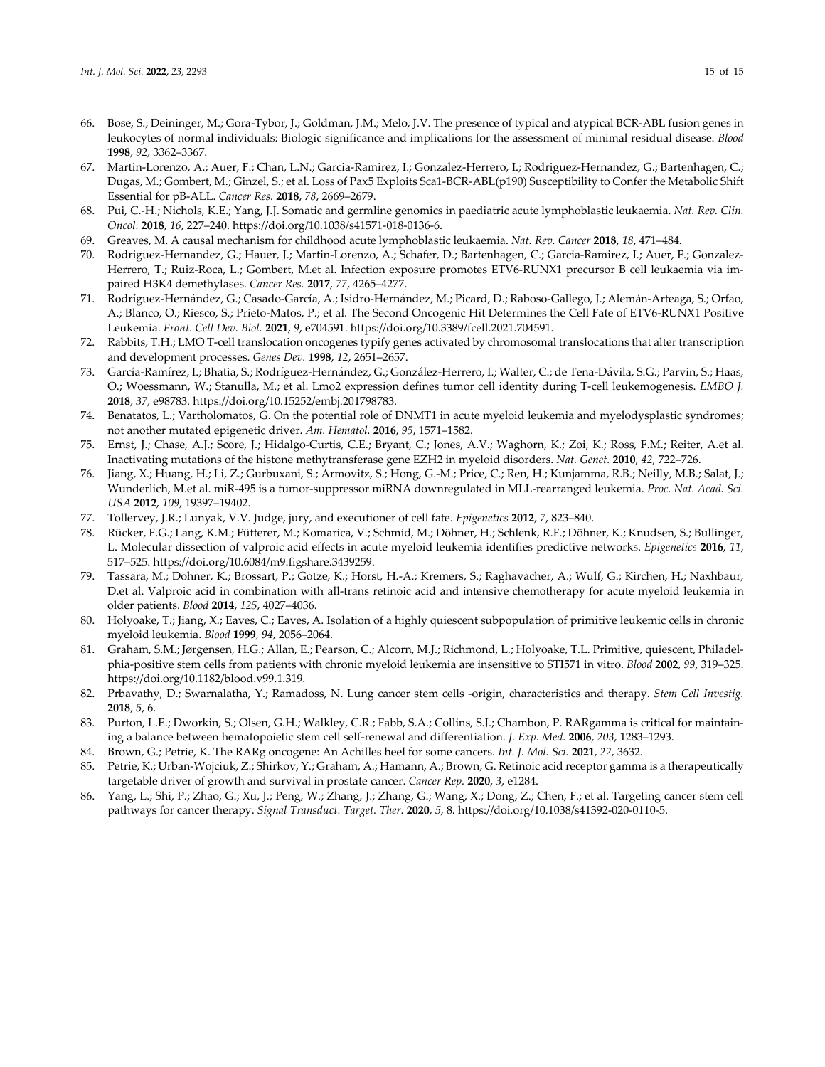66. Bose, S.; Deininger, M.; Gora-Tybor, J.; Goldman, J.M.; Melo, J.V. The presence of typical and atypical BCR-ABL fusion genes in leukocytes of normal individuals: Biologic significance and implications for the assessment of minimal residual disease. *Blood* **1998**, *92*, 3362–3367.
67. Martin-Lorenzo, A.; Auer, F.; Chan, L.N.; Garcia-Ramirez, I.; Gonzalez-Herrero, I.; Rodriguez-Hernandez, G.; Bartenhagen, C.; Dugas, M.; Gombert, M.; Ginzel, S.; et al. Loss of Pax5 Exploits Sca1-BCR-ABL(p190) Susceptibility to Confer the Metabolic Shift Essential for pB-ALL. *Cancer Res.* **2018**, *78*, 2669–2679.
68. Pui, C.-H.; Nichols, K.E.; Yang, J.J. Somatic and germline genomics in paediatric acute lymphoblastic leukaemia. *Nat. Rev. Clin. Oncol.* **2018**, *16*, 227–240. https://doi.org/10.1038/s41571-018-0136-6.
69. Greaves, M. A causal mechanism for childhood acute lymphoblastic leukaemia. *Nat. Rev. Cancer* **2018**, *18*, 471–484.
70. Rodriguez-Hernandez, G.; Hauer, J.; Martin-Lorenzo, A.; Schafer, D.; Bartenhagen, C.; Garcia-Ramirez, I.; Auer, F.; Gonzalez-Herrero, T.; Ruiz-Roca, L.; Gombert, M.et al. Infection exposure promotes ETV6-RUNX1 precursor B cell leukaemia via impaired H3K4 demethylases. *Cancer Res.* **2017**, *77*, 4265–4277.
71. Rodríguez-Hernández, G.; Casado-García, A.; Isidro-Hernández, M.; Picard, D.; Raboso-Gallego, J.; Alemán-Arteaga, S.; Orfao, A.; Blanco, O.; Riesco, S.; Prieto-Matos, P.; et al. The Second Oncogenic Hit Determines the Cell Fate of ETV6-RUNX1 Positive Leukemia. *Front. Cell Dev. Biol.* **2021**, *9*, e704591. https://doi.org/10.3389/fcell.2021.704591.
72. Rabbits, T.H.; LMO T-cell translocation oncogenes typify genes activated by chromosomal translocations that alter transcription and development processes. *Genes Dev.* **1998**, *12*, 2651–2657.
73. García-Ramírez, I.; Bhatia, S.; Rodríguez-Hernández, G.; González-Herrero, I.; Walter, C.; de Tena-Dávila, S.G.; Parvin, S.; Haas, O.; Woessmann, W.; Stanulla, M.; et al. Lmo2 expression defines tumor cell identity during T-cell leukemogenesis. *EMBO J.* **2018**, *37*, e98783. https://doi.org/10.15252/embj.201798783.
74. Benatatos, L.; Vartholomatos, G. On the potential role of DNMT1 in acute myeloid leukemia and myelodysplastic syndromes; not another mutated epigenetic driver. *Am. Hematol.* **2016**, *95*, 1571–1582.
75. Ernst, J.; Chase, A.J.; Score, J.; Hidalgo-Curtis, C.E.; Bryant, C.; Jones, A.V.; Waghorn, K.; Zoi, K.; Ross, F.M.; Reiter, A.et al. Inactivating mutations of the histone methyltransferase gene EZH2 in myeloid disorders. *Nat. Genet.* **2010**, *42*, 722–726.
76. Jiang, X.; Huang, H.; Li, Z.; Gurbuxani, S.; Armovitz, S.; Hong, G.-M.; Price, C.; Ren, H.; Kunjamma, R.B.; Neilly, M.B.; Salat, J.; Wunderlich, M.et al. miR-495 is a tumor-suppressor miRNA downregulated in MLL-rearranged leukemia. *Proc. Nat. Acad. Sci. USA* **2012**, *109*, 19397–19402.
77. Tollervey, J.R.; Lunyak, V.V. Judge, jury, and executioner of cell fate. *Epigenetics* **2012**, *7*, 823–840.
78. Rücker, F.G.; Lang, K.M.; Fütterer, M.; Komarica, V.; Schmid, M.; Döhner, H.; Schlenk, R.F.; Döhner, K.; Knudsen, S.; Bullinger, L. Molecular dissection of valproic acid effects in acute myeloid leukemia identifies predictive networks. *Epigenetics* **2016**, *11*, 517–525. https://doi.org/10.6084/m9.figshare.3439259.
79. Tassara, M.; Dohner, K.; Brossart, P.; Gotze, K.; Horst, H.-A.; Kremers, S.; Raghavacher, A.; Wulf, G.; Kirchen, H.; Naxhbaur, D.et al. Valproic acid in combination with all-trans retinoic acid and intensive chemotherapy for acute myeloid leukemia in older patients. *Blood* **2014**, *125*, 4027–4036.
80. Holyoake, T.; Jiang, X.; Eaves, C.; Eaves, A. Isolation of a highly quiescent subpopulation of primitive leukemic cells in chronic myeloid leukemia. *Blood* **1999**, *94*, 2056–2064.
81. Graham, S.M.; Jørgensen, H.G.; Allan, E.; Pearson, C.; Alcorn, M.J.; Richmond, L.; Holyoake, T.L. Primitive, quiescent, Philadelphia-positive stem cells from patients with chronic myeloid leukemia are insensitive to STI571 in vitro. *Blood* **2002**, *99*, 319–325. https://doi.org/10.1182/blood.v99.1.319.
82. Prbavathy, D.; Swarnalatha, Y.; Ramadoss, N. Lung cancer stem cells -origin, characteristics and therapy. *Stem Cell Investig.* **2018**, *5*, 6.
83. Purton, L.E.; Dworkin, S.; Olsen, G.H.; Walkley, C.R.; Fabb, S.A.; Collins, S.J.; Chambon, P. RARgamma is critical for maintaining a balance between hematopoietic stem cell self-renewal and differentiation. *J. Exp. Med.* **2006**, *203*, 1283–1293.
84. Brown, G.; Petrie, K. The RARg oncogene: An Achilles heel for some cancers. *Int. J. Mol. Sci.* **2021**, *22*, 3632.
85. Petrie, K.; Urban-Wojciuk, Z.; Shirkov, Y.; Graham, A.; Hamann, A.; Brown, G. Retinoic acid receptor gamma is a therapeutically targetable driver of growth and survival in prostate cancer. *Cancer Rep.* **2020**, *3*, e1284.
86. Yang, L.; Shi, P.; Zhao, G.; Xu, J.; Peng, W.; Zhang, J.; Zhang, G.; Wang, X.; Dong, Z.; Chen, F.; et al. Targeting cancer stem cell pathways for cancer therapy. *Signal Transduct. Target. Ther.* **2020**, *5*, 8. https://doi.org/10.1038/s41392-020-0110-5.